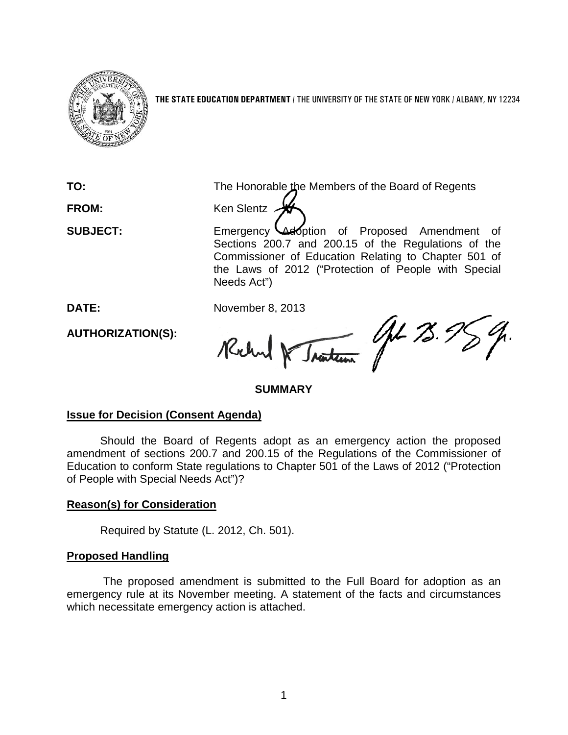**THE STATE EDUCATION DEPARTMENT** / THE UNIVERSITY OF THE STATE OF NEW YORK / ALBANY, NY 12234

**TO:** The Honorable the Members of the Board of Regents

**FROM:** Ken Slentz

**SUBJECT:** Emergency Adoption of Proposed Amendment of Sections 200.7 and 200.15 of the Regulations of the Commissioner of Education Relating to Chapter 501 of the Laws of 2012 ("Protection of People with Special Needs Act")

**DATE:** November 8, 2013

**AUTHORIZATION(S):**

## SUMMARY

### Issue for Decision (Consent Agenda)

Should the Board of Regents adopt as an emergency action the proposed amendment of sections 200.7 and 200.15 of the Regulations of the Commissioner of Education to conform State regulations to Chapter 501 of the Laws of 2012 ("Protection of People with Special Needs Act")?

### Reason(s) for Consideration

Required by Statute (L. 2012, Ch. 501).

### Proposed Handling

The proposed amendment is submitted to the Full Board for adoption as an emergency rule at its November meeting. A statement of the facts and circumstances which necessitate emergency action is attached.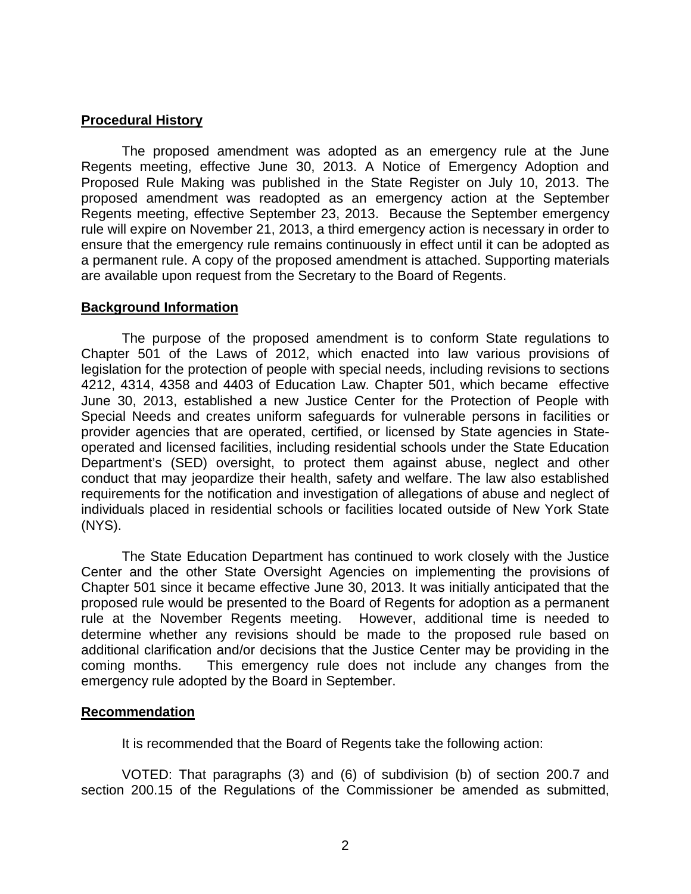## Procedural History

The proposed amendment was adopted as an emergency rule at the June Regents meeting, effective June 30, 2013. A Notice of Emergency Adoption and Proposed Rule Making was published in the State Register on July 10, 2013. The proposed amendment was readopted as an emergency action at the September Regents meeting, effective September 23, 2013. Because the September emergency rule will expire on November 21, 2013, a third emergency action is necessary in order to ensure that the emergency rule remains continuously in effect until it can be adopted as a permanent rule. A copy of the proposed amendment is attached. Supporting materials are available upon request from the Secretary to the Board of Regents.

## Background Information

The purpose of the proposed amendment is to conform State regulations to Chapter 501 of the Laws of 2012, which enacted into law various provisions of legislation for the protection of people with special needs, including revisions to sections 4212, 4314, 4358 and 4403 of Education Law. Chapter 501, which became effective June 30, 2013, established a new Justice Center for the Protection of People with Special Needs and creates uniform safeguards for vulnerable persons in facilities or provider agencies that are operated, certified, or licensed by State agencies in State-operated and licensed facilities, including residential schools under the State Education Department's (SED) oversight, to protect them against abuse, neglect and other conduct that may jeopardize their health, safety and welfare. The law also established requirements for the notification and investigation of allegations of abuse and neglect of individuals placed in residential schools or facilities located outside of New York State (NYS).

The State Education Department has continued to work closely with the Justice Center and the other State Oversight Agencies on implementing the provisions of Chapter 501 since it became effective June 30, 2013. It was initially anticipated that the proposed rule would be presented to the Board of Regents for adoption as a permanent rule at the November Regents meeting. However, additional time is needed to determine whether any revisions should be made to the proposed rule based on additional clarification and/or decisions that the Justice Center may be providing in the coming months. This emergency rule does not include any changes from the emergency rule adopted by the Board in September.

## Recommendation

It is recommended that the Board of Regents take the following action:

VOTED: That paragraphs (3) and (6) of subdivision (b) of section 200.7 and section 200.15 of the Regulations of the Commissioner be amended as submitted,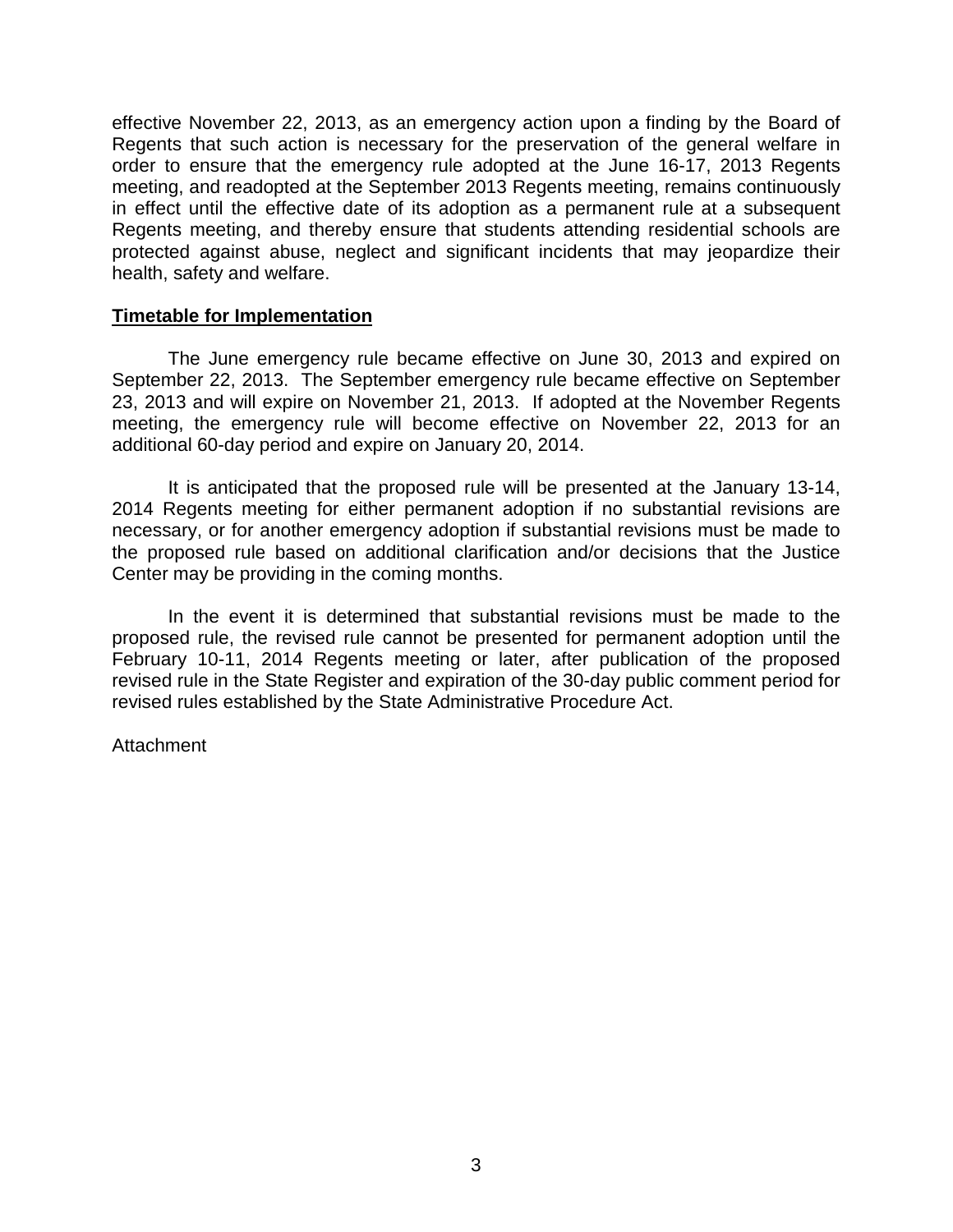effective November 22, 2013, as an emergency action upon a finding by the Board of Regents that such action is necessary for the preservation of the general welfare in order to ensure that the emergency rule adopted at the June 16-17, 2013 Regents meeting, and readopted at the September 2013 Regents meeting, remains continuously in effect until the effective date of its adoption as a permanent rule at a subsequent Regents meeting, and thereby ensure that students attending residential schools are protected against abuse, neglect and significant incidents that may jeopardize their health, safety and welfare.

**Timetable for Implementation**

The June emergency rule became effective on June 30, 2013 and expired on September 22, 2013. The September emergency rule became effective on September 23, 2013 and will expire on November 21, 2013. If adopted at the November Regents meeting, the emergency rule will become effective on November 22, 2013 for an additional 60-day period and expire on January 20, 2014.

It is anticipated that the proposed rule will be presented at the January 13-14, 2014 Regents meeting for either permanent adoption if no substantial revisions are necessary, or for another emergency adoption if substantial revisions must be made to the proposed rule based on additional clarification and/or decisions that the Justice Center may be providing in the coming months.

In the event it is determined that substantial revisions must be made to the proposed rule, the revised rule cannot be presented for permanent adoption until the February 10-11, 2014 Regents meeting or later, after publication of the proposed revised rule in the State Register and expiration of the 30-day public comment period for revised rules established by the State Administrative Procedure Act.

Attachment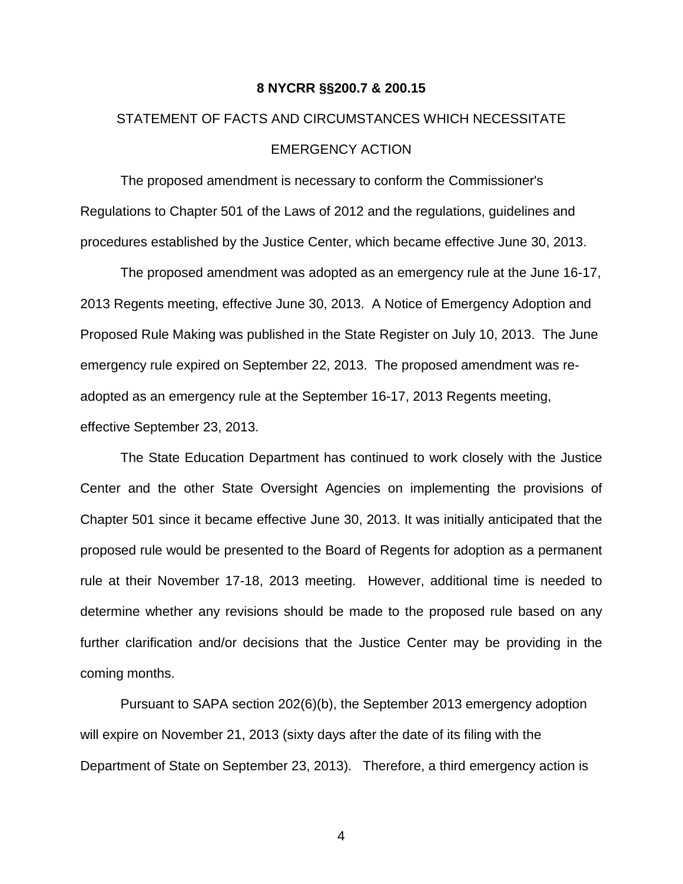**8 NYCRR §§200.7 & 200.15**

STATEMENT OF FACTS AND CIRCUMSTANCES WHICH NECESSITATE EMERGENCY ACTION

The proposed amendment is necessary to conform the Commissioner's Regulations to Chapter 501 of the Laws of 2012 and the regulations, guidelines and procedures established by the Justice Center, which became effective June 30, 2013.

The proposed amendment was adopted as an emergency rule at the June 16-17, 2013 Regents meeting, effective June 30, 2013. A Notice of Emergency Adoption and Proposed Rule Making was published in the State Register on July 10, 2013. The June emergency rule expired on September 22, 2013. The proposed amendment was re-adopted as an emergency rule at the September 16-17, 2013 Regents meeting, effective September 23, 2013.

The State Education Department has continued to work closely with the Justice Center and the other State Oversight Agencies on implementing the provisions of Chapter 501 since it became effective June 30, 2013. It was initially anticipated that the proposed rule would be presented to the Board of Regents for adoption as a permanent rule at their November 17-18, 2013 meeting. However, additional time is needed to determine whether any revisions should be made to the proposed rule based on any further clarification and/or decisions that the Justice Center may be providing in the coming months.

Pursuant to SAPA section 202(6)(b), the September 2013 emergency adoption will expire on November 21, 2013 (sixty days after the date of its filing with the Department of State on September 23, 2013). Therefore, a third emergency action is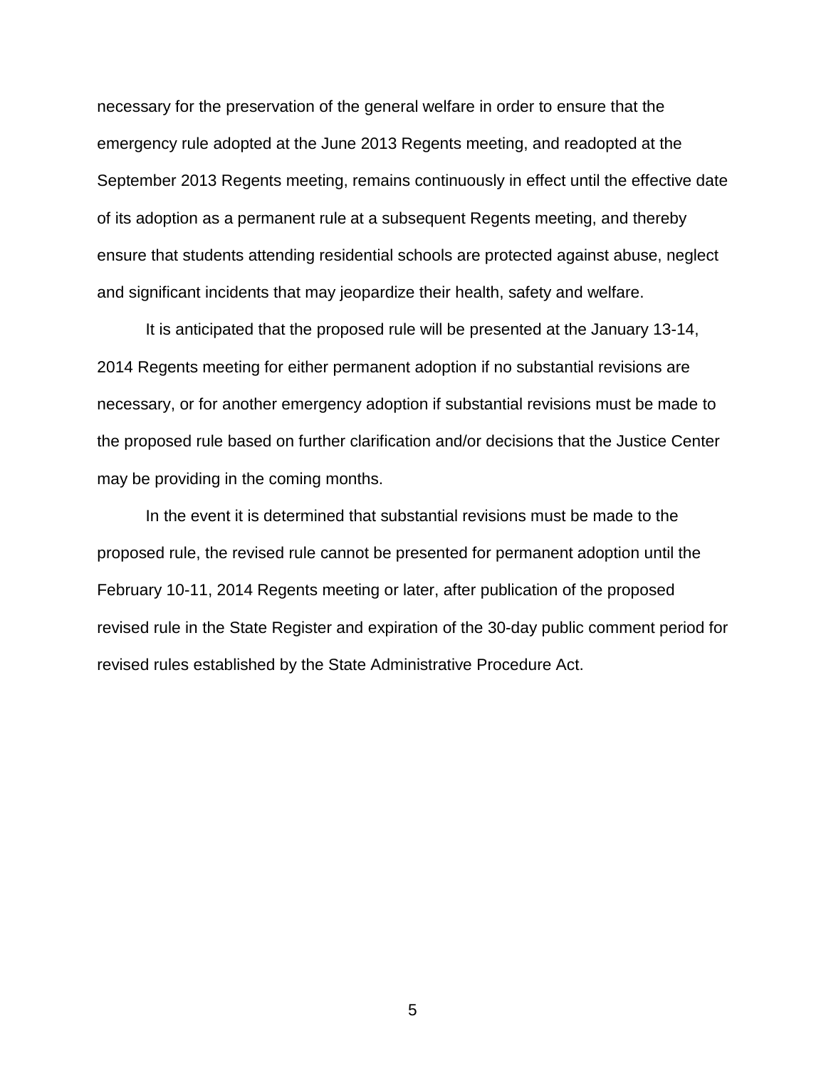necessary for the preservation of the general welfare in order to ensure that the emergency rule adopted at the June 2013 Regents meeting, and readopted at the September 2013 Regents meeting, remains continuously in effect until the effective date of its adoption as a permanent rule at a subsequent Regents meeting, and thereby ensure that students attending residential schools are protected against abuse, neglect and significant incidents that may jeopardize their health, safety and welfare.

It is anticipated that the proposed rule will be presented at the January 13-14, 2014 Regents meeting for either permanent adoption if no substantial revisions are necessary, or for another emergency adoption if substantial revisions must be made to the proposed rule based on further clarification and/or decisions that the Justice Center may be providing in the coming months.

In the event it is determined that substantial revisions must be made to the proposed rule, the revised rule cannot be presented for permanent adoption until the February 10-11, 2014 Regents meeting or later, after publication of the proposed revised rule in the State Register and expiration of the 30-day public comment period for revised rules established by the State Administrative Procedure Act.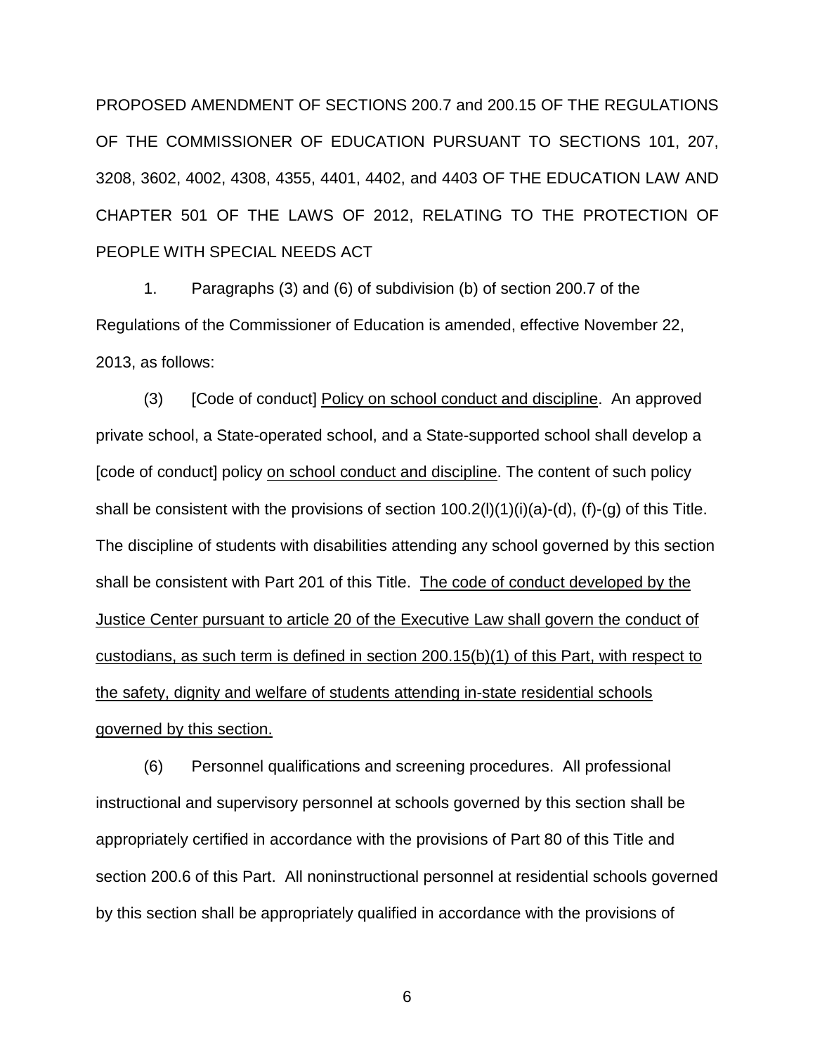PROPOSED AMENDMENT OF SECTIONS 200.7 and 200.15 OF THE REGULATIONS OF THE COMMISSIONER OF EDUCATION PURSUANT TO SECTIONS 101, 207, 3208, 3602, 4002, 4308, 4355, 4401, 4402, and 4403 OF THE EDUCATION LAW AND CHAPTER 501 OF THE LAWS OF 2012, RELATING TO THE PROTECTION OF PEOPLE WITH SPECIAL NEEDS ACT

1. Paragraphs (3) and (6) of subdivision (b) of section 200.7 of the Regulations of the Commissioner of Education is amended, effective November 22, 2013, as follows:

(3) [Code of conduct] <u>Policy on school conduct and discipline</u>. An approved private school, a State-operated school, and a State-supported school shall develop a [code of conduct] policy <u>on school conduct and discipline</u>. The content of such policy shall be consistent with the provisions of section 100.2(l)(1)(i)(a)-(d), (f)-(g) of this Title. The discipline of students with disabilities attending any school governed by this section shall be consistent with Part 201 of this Title. <u>The code of conduct developed by the Justice Center pursuant to article 20 of the Executive Law shall govern the conduct of custodians, as such term is defined in section 200.15(b)(1) of this Part, with respect to the safety, dignity and welfare of students attending in-state residential schools governed by this section.</u>

(6) Personnel qualifications and screening procedures. All professional instructional and supervisory personnel at schools governed by this section shall be appropriately certified in accordance with the provisions of Part 80 of this Title and section 200.6 of this Part. All noninstructional personnel at residential schools governed by this section shall be appropriately qualified in accordance with the provisions of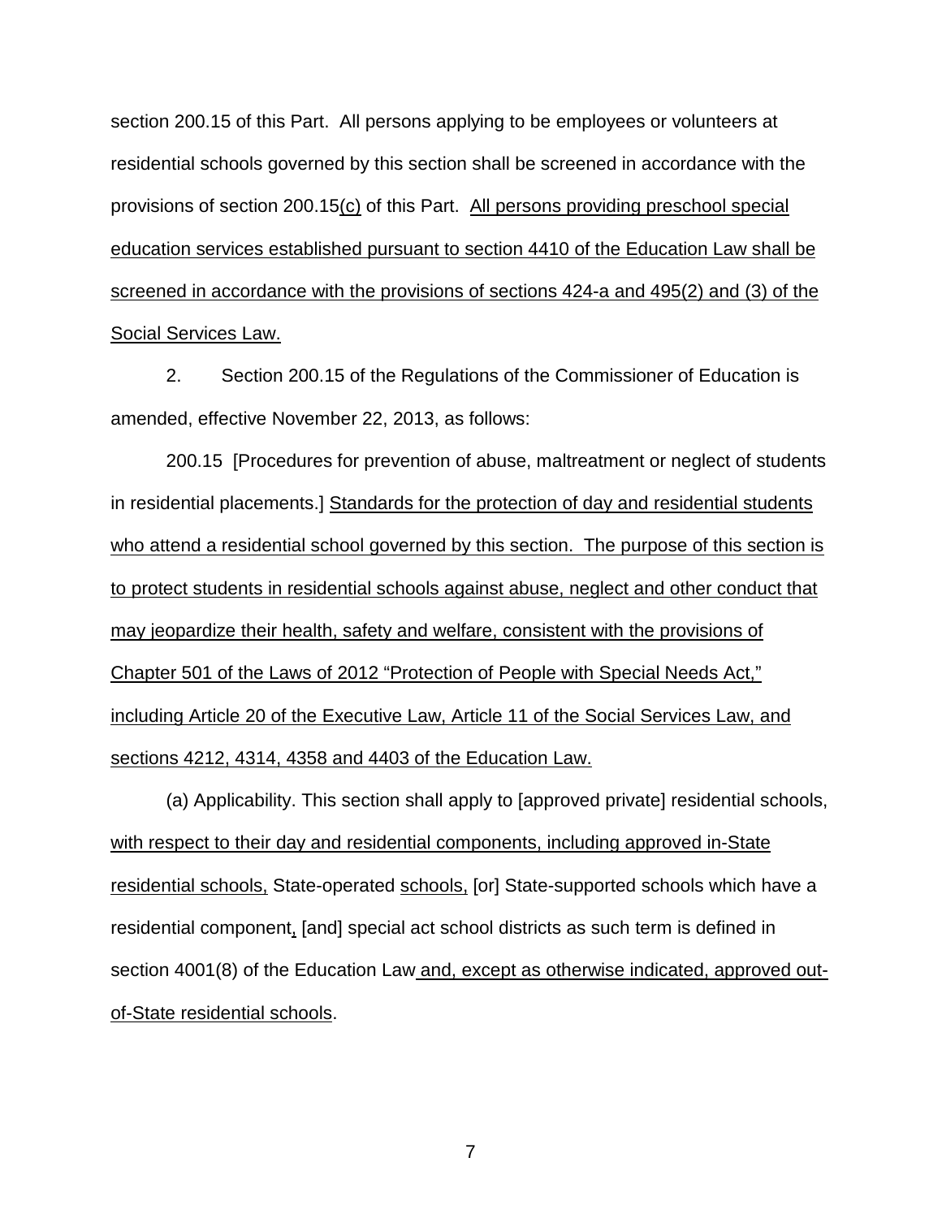section 200.15 of this Part. All persons applying to be employees or volunteers at residential schools governed by this section shall be screened in accordance with the provisions of section 200.15<u>(c)</u> of this Part. <u>All persons providing preschool special education services established pursuant to section 4410 of the Education Law shall be screened in accordance with the provisions of sections 424-a and 495(2) and (3) of the Social Services Law.</u>

2. Section 200.15 of the Regulations of the Commissioner of Education is amended, effective November 22, 2013, as follows:

200.15 [Procedures for prevention of abuse, maltreatment or neglect of students in residential placements.] <u>Standards for the protection of day and residential students who attend a residential school governed by this section. The purpose of this section is to protect students in residential schools against abuse, neglect and other conduct that may jeopardize their health, safety and welfare, consistent with the provisions of Chapter 501 of the Laws of 2012 "Protection of People with Special Needs Act," including Article 20 of the Executive Law, Article 11 of the Social Services Law, and sections 4212, 4314, 4358 and 4403 of the Education Law.</u>

(a) Applicability. This section shall apply to [approved private] residential schools, <u>with respect to their day and residential components, including approved in-State residential schools,</u> State-operated <u>schools,</u> [or] State-supported schools which have a residential component<u>,</u> [and] special act school districts as such term is defined in section 4001(8) of the Education Law<u> and, except as otherwise indicated, approved out-of-State residential schools</u>.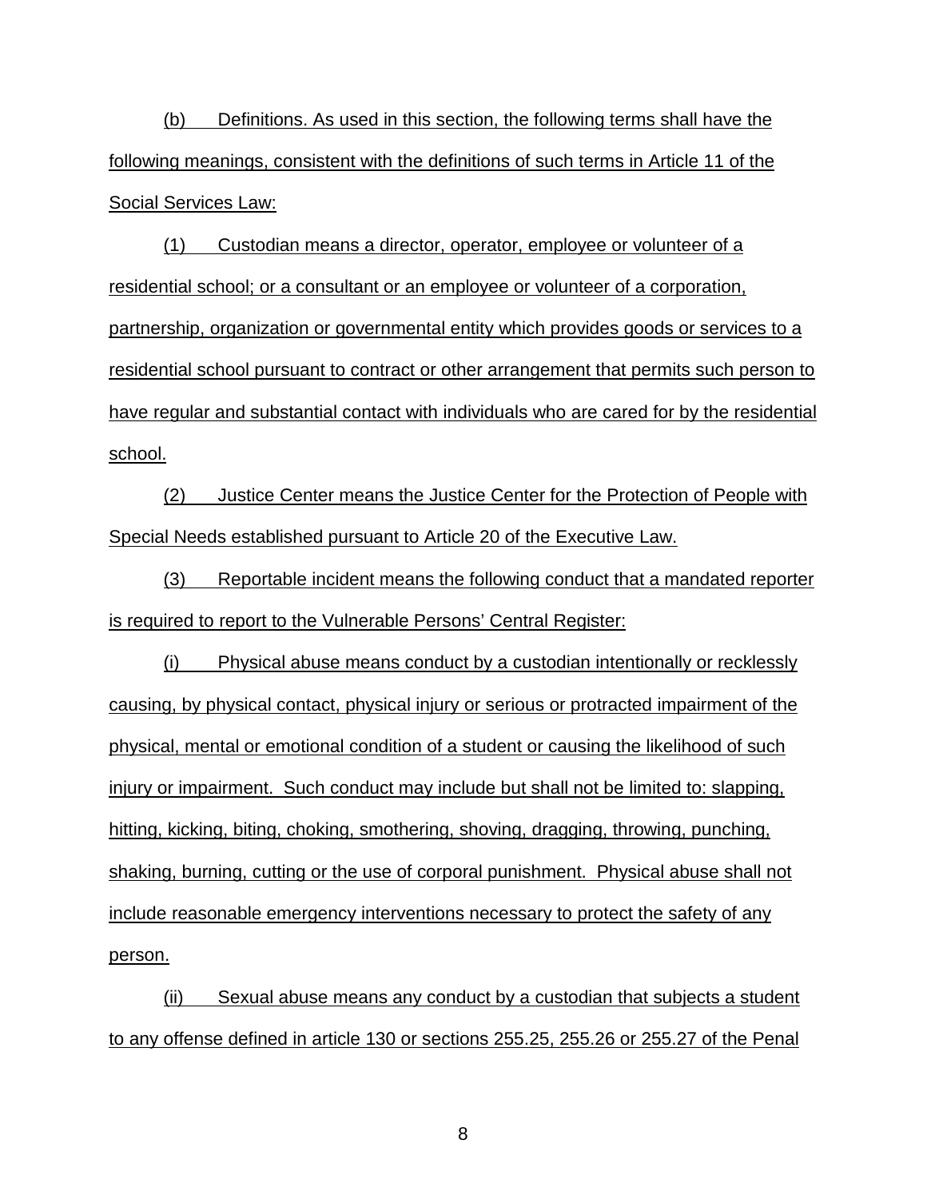(b) Definitions. As used in this section, the following terms shall have the following meanings, consistent with the definitions of such terms in Article 11 of the Social Services Law:

(1) Custodian means a director, operator, employee or volunteer of a residential school; or a consultant or an employee or volunteer of a corporation, partnership, organization or governmental entity which provides goods or services to a residential school pursuant to contract or other arrangement that permits such person to have regular and substantial contact with individuals who are cared for by the residential school.

(2) Justice Center means the Justice Center for the Protection of People with Special Needs established pursuant to Article 20 of the Executive Law.

(3) Reportable incident means the following conduct that a mandated reporter is required to report to the Vulnerable Persons' Central Register:

(i) Physical abuse means conduct by a custodian intentionally or recklessly causing, by physical contact, physical injury or serious or protracted impairment of the physical, mental or emotional condition of a student or causing the likelihood of such injury or impairment. Such conduct may include but shall not be limited to: slapping, hitting, kicking, biting, choking, smothering, shoving, dragging, throwing, punching, shaking, burning, cutting or the use of corporal punishment. Physical abuse shall not include reasonable emergency interventions necessary to protect the safety of any person.

(ii) Sexual abuse means any conduct by a custodian that subjects a student to any offense defined in article 130 or sections 255.25, 255.26 or 255.27 of the Penal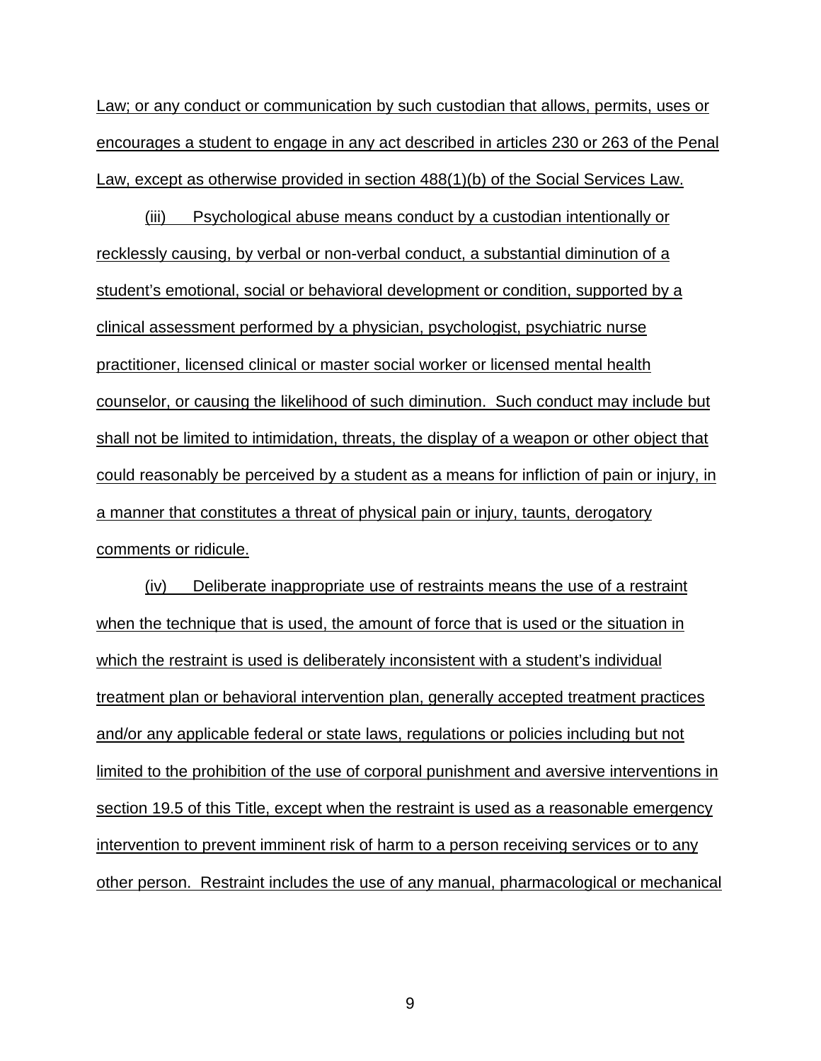Law; or any conduct or communication by such custodian that allows, permits, uses or encourages a student to engage in any act described in articles 230 or 263 of the Penal Law, except as otherwise provided in section 488(1)(b) of the Social Services Law.

(iii) Psychological abuse means conduct by a custodian intentionally or recklessly causing, by verbal or non-verbal conduct, a substantial diminution of a student's emotional, social or behavioral development or condition, supported by a clinical assessment performed by a physician, psychologist, psychiatric nurse practitioner, licensed clinical or master social worker or licensed mental health counselor, or causing the likelihood of such diminution. Such conduct may include but shall not be limited to intimidation, threats, the display of a weapon or other object that could reasonably be perceived by a student as a means for infliction of pain or injury, in a manner that constitutes a threat of physical pain or injury, taunts, derogatory comments or ridicule.

(iv) Deliberate inappropriate use of restraints means the use of a restraint when the technique that is used, the amount of force that is used or the situation in which the restraint is used is deliberately inconsistent with a student's individual treatment plan or behavioral intervention plan, generally accepted treatment practices and/or any applicable federal or state laws, regulations or policies including but not limited to the prohibition of the use of corporal punishment and aversive interventions in section 19.5 of this Title, except when the restraint is used as a reasonable emergency intervention to prevent imminent risk of harm to a person receiving services or to any other person. Restraint includes the use of any manual, pharmacological or mechanical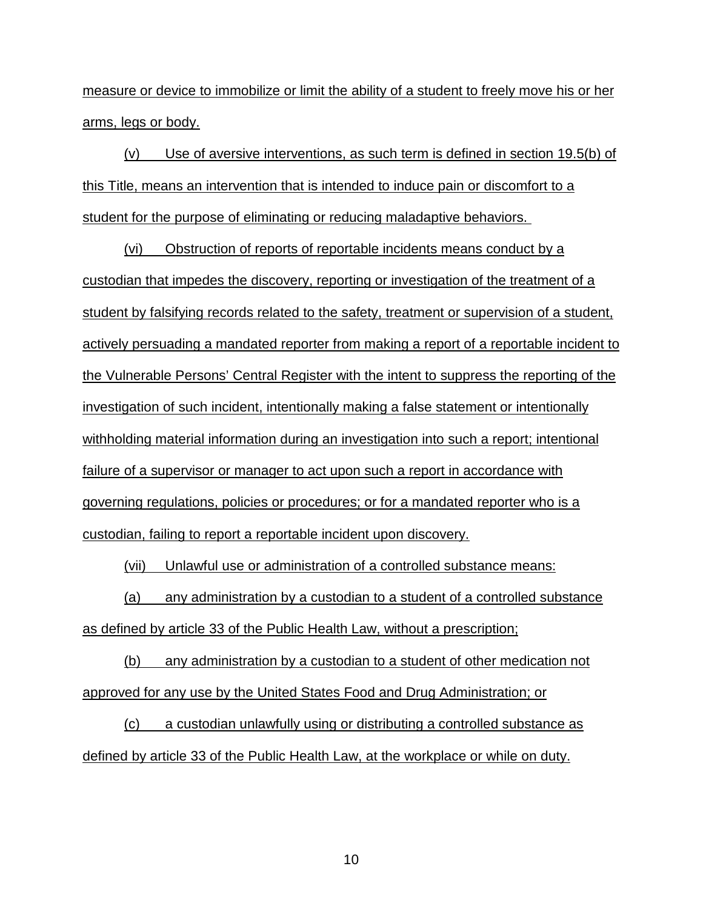measure or device to immobilize or limit the ability of a student to freely move his or her arms, legs or body.

(v) Use of aversive interventions, as such term is defined in section 19.5(b) of this Title, means an intervention that is intended to induce pain or discomfort to a student for the purpose of eliminating or reducing maladaptive behaviors.

(vi) Obstruction of reports of reportable incidents means conduct by a custodian that impedes the discovery, reporting or investigation of the treatment of a student by falsifying records related to the safety, treatment or supervision of a student, actively persuading a mandated reporter from making a report of a reportable incident to the Vulnerable Persons' Central Register with the intent to suppress the reporting of the investigation of such incident, intentionally making a false statement or intentionally withholding material information during an investigation into such a report; intentional failure of a supervisor or manager to act upon such a report in accordance with governing regulations, policies or procedures; or for a mandated reporter who is a custodian, failing to report a reportable incident upon discovery.

(vii) Unlawful use or administration of a controlled substance means:

(a) any administration by a custodian to a student of a controlled substance as defined by article 33 of the Public Health Law, without a prescription;

(b) any administration by a custodian to a student of other medication not approved for any use by the United States Food and Drug Administration; or

(c) a custodian unlawfully using or distributing a controlled substance as defined by article 33 of the Public Health Law, at the workplace or while on duty.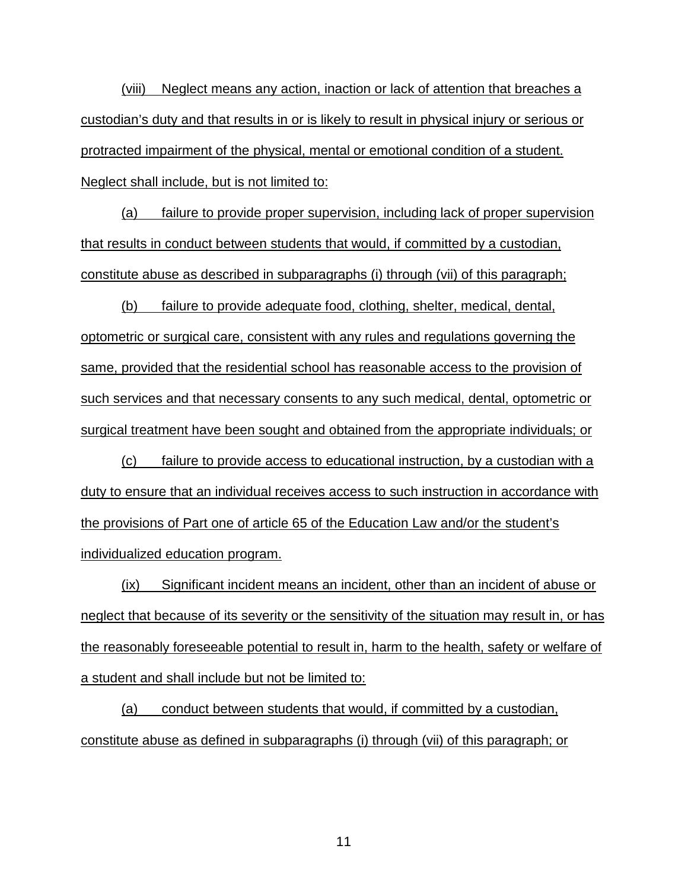(viii) Neglect means any action, inaction or lack of attention that breaches a custodian's duty and that results in or is likely to result in physical injury or serious or protracted impairment of the physical, mental or emotional condition of a student. Neglect shall include, but is not limited to:

(a) failure to provide proper supervision, including lack of proper supervision that results in conduct between students that would, if committed by a custodian, constitute abuse as described in subparagraphs (i) through (vii) of this paragraph;

(b) failure to provide adequate food, clothing, shelter, medical, dental, optometric or surgical care, consistent with any rules and regulations governing the same, provided that the residential school has reasonable access to the provision of such services and that necessary consents to any such medical, dental, optometric or surgical treatment have been sought and obtained from the appropriate individuals; or

(c) failure to provide access to educational instruction, by a custodian with a duty to ensure that an individual receives access to such instruction in accordance with the provisions of Part one of article 65 of the Education Law and/or the student's individualized education program.

(ix) Significant incident means an incident, other than an incident of abuse or neglect that because of its severity or the sensitivity of the situation may result in, or has the reasonably foreseeable potential to result in, harm to the health, safety or welfare of a student and shall include but not be limited to:

(a) conduct between students that would, if committed by a custodian, constitute abuse as defined in subparagraphs (i) through (vii) of this paragraph; or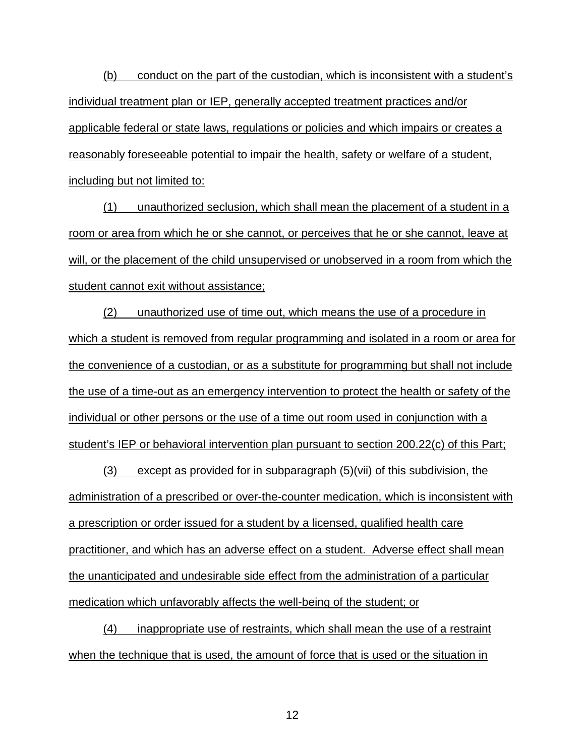(b) conduct on the part of the custodian, which is inconsistent with a student's individual treatment plan or IEP, generally accepted treatment practices and/or applicable federal or state laws, regulations or policies and which impairs or creates a reasonably foreseeable potential to impair the health, safety or welfare of a student, including but not limited to:

(1) unauthorized seclusion, which shall mean the placement of a student in a room or area from which he or she cannot, or perceives that he or she cannot, leave at will, or the placement of the child unsupervised or unobserved in a room from which the student cannot exit without assistance;

(2) unauthorized use of time out, which means the use of a procedure in which a student is removed from regular programming and isolated in a room or area for the convenience of a custodian, or as a substitute for programming but shall not include the use of a time-out as an emergency intervention to protect the health or safety of the individual or other persons or the use of a time out room used in conjunction with a student's IEP or behavioral intervention plan pursuant to section 200.22(c) of this Part;

(3) except as provided for in subparagraph (5)(vii) of this subdivision, the administration of a prescribed or over-the-counter medication, which is inconsistent with a prescription or order issued for a student by a licensed, qualified health care practitioner, and which has an adverse effect on a student. Adverse effect shall mean the unanticipated and undesirable side effect from the administration of a particular medication which unfavorably affects the well-being of the student; or

(4) inappropriate use of restraints, which shall mean the use of a restraint when the technique that is used, the amount of force that is used or the situation in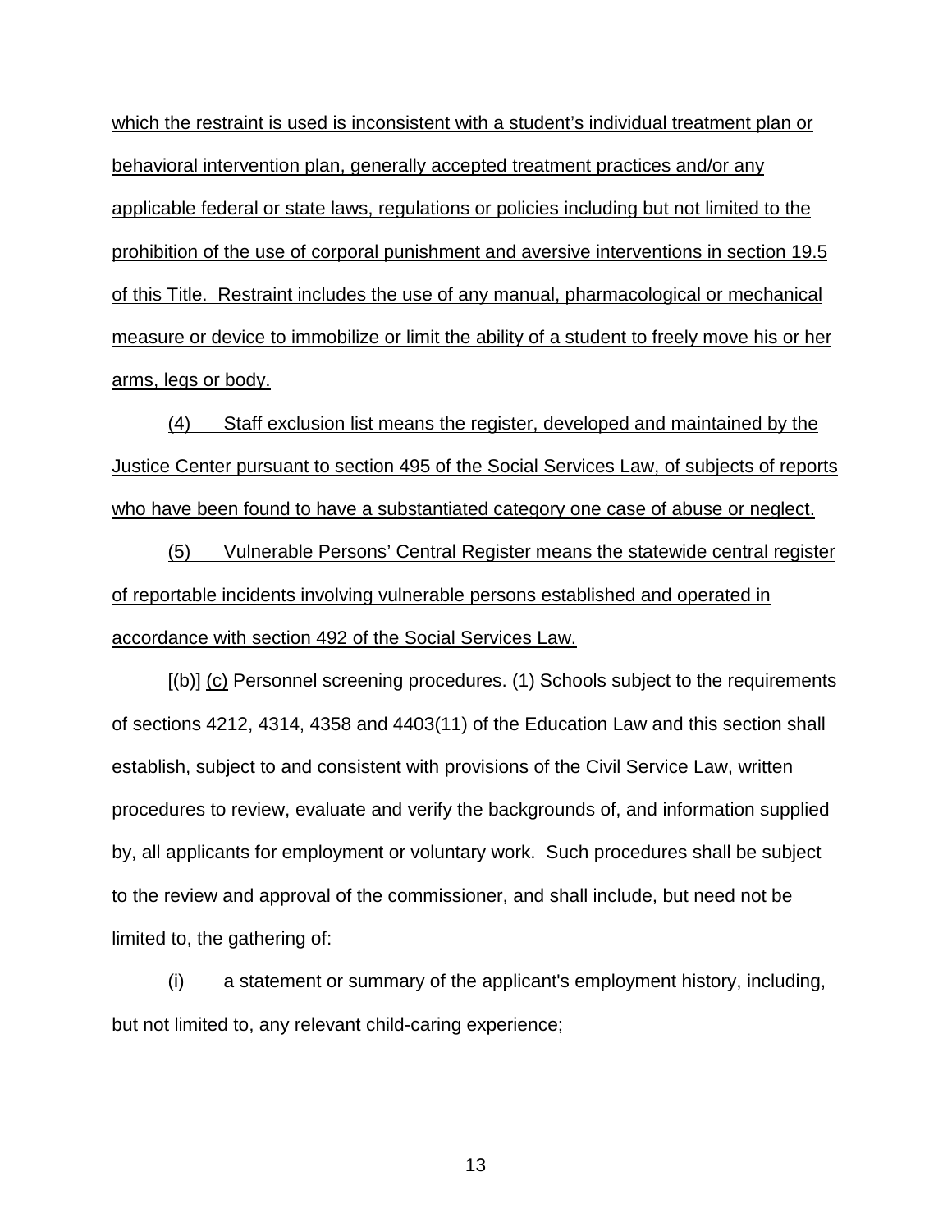which the restraint is used is inconsistent with a student's individual treatment plan or behavioral intervention plan, generally accepted treatment practices and/or any applicable federal or state laws, regulations or policies including but not limited to the prohibition of the use of corporal punishment and aversive interventions in section 19.5 of this Title. Restraint includes the use of any manual, pharmacological or mechanical measure or device to immobilize or limit the ability of a student to freely move his or her arms, legs or body.

(4) Staff exclusion list means the register, developed and maintained by the Justice Center pursuant to section 495 of the Social Services Law, of subjects of reports who have been found to have a substantiated category one case of abuse or neglect.

(5) Vulnerable Persons' Central Register means the statewide central register of reportable incidents involving vulnerable persons established and operated in accordance with section 492 of the Social Services Law.

[(b)] (c) Personnel screening procedures. (1) Schools subject to the requirements of sections 4212, 4314, 4358 and 4403(11) of the Education Law and this section shall establish, subject to and consistent with provisions of the Civil Service Law, written procedures to review, evaluate and verify the backgrounds of, and information supplied by, all applicants for employment or voluntary work. Such procedures shall be subject to the review and approval of the commissioner, and shall include, but need not be limited to, the gathering of:

(i) a statement or summary of the applicant's employment history, including, but not limited to, any relevant child-caring experience;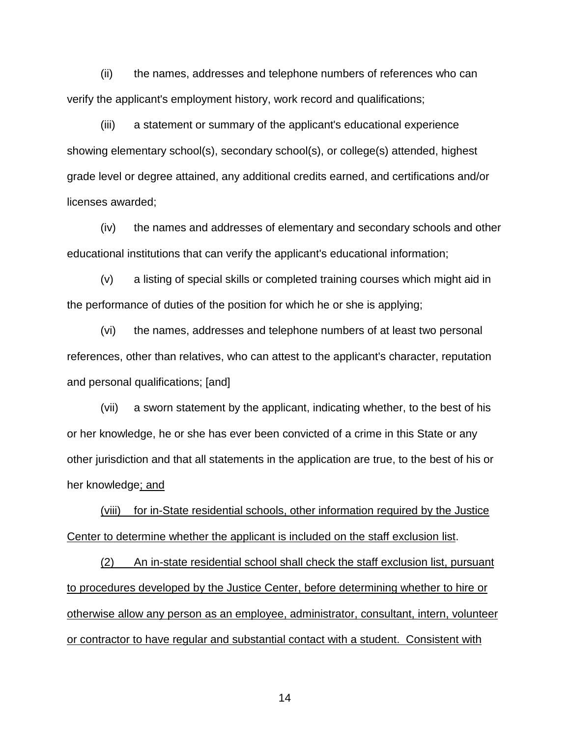(ii) the names, addresses and telephone numbers of references who can verify the applicant's employment history, work record and qualifications;

(iii) a statement or summary of the applicant's educational experience showing elementary school(s), secondary school(s), or college(s) attended, highest grade level or degree attained, any additional credits earned, and certifications and/or licenses awarded;

(iv) the names and addresses of elementary and secondary schools and other educational institutions that can verify the applicant's educational information;

(v) a listing of special skills or completed training courses which might aid in the performance of duties of the position for which he or she is applying;

(vi) the names, addresses and telephone numbers of at least two personal references, other than relatives, who can attest to the applicant's character, reputation and personal qualifications; [and]

(vii) a sworn statement by the applicant, indicating whether, to the best of his or her knowledge, he or she has ever been convicted of a crime in this State or any other jurisdiction and that all statements in the application are true, to the best of his or her knowledge<u>; and</u>

<u>(viii) for in-State residential schools, other information required by the Justice Center to determine whether the applicant is included on the staff exclusion list</u>.

<u>(2) An in-state residential school shall check the staff exclusion list, pursuant to procedures developed by the Justice Center, before determining whether to hire or otherwise allow any person as an employee, administrator, consultant, intern, volunteer or contractor to have regular and substantial contact with a student. Consistent with</u>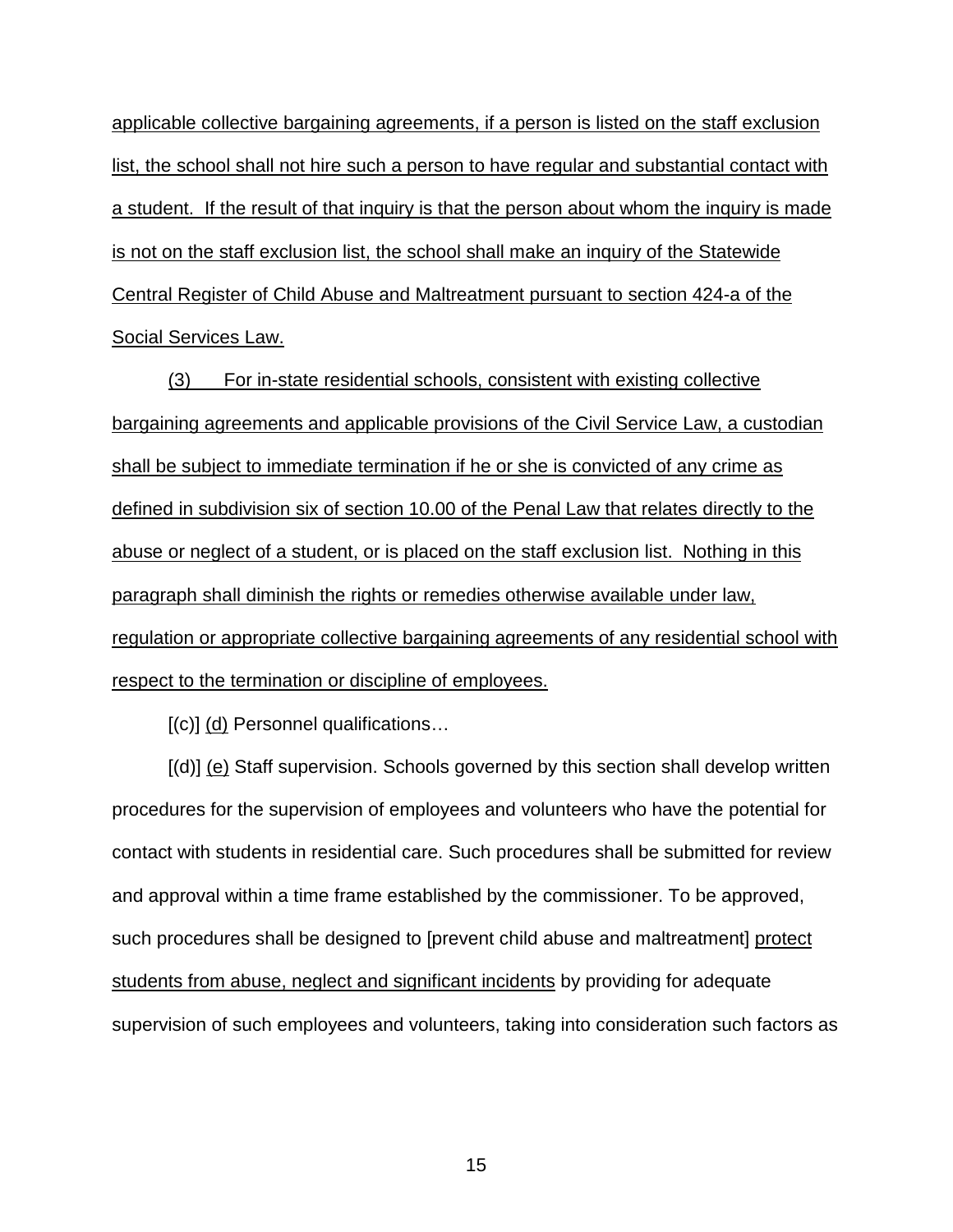applicable collective bargaining agreements, if a person is listed on the staff exclusion list, the school shall not hire such a person to have regular and substantial contact with a student. If the result of that inquiry is that the person about whom the inquiry is made is not on the staff exclusion list, the school shall make an inquiry of the Statewide Central Register of Child Abuse and Maltreatment pursuant to section 424-a of the Social Services Law.

(3) For in-state residential schools, consistent with existing collective bargaining agreements and applicable provisions of the Civil Service Law, a custodian shall be subject to immediate termination if he or she is convicted of any crime as defined in subdivision six of section 10.00 of the Penal Law that relates directly to the abuse or neglect of a student, or is placed on the staff exclusion list. Nothing in this paragraph shall diminish the rights or remedies otherwise available under law, regulation or appropriate collective bargaining agreements of any residential school with respect to the termination or discipline of employees.

[(c)] (d) Personnel qualifications…

[(d)] (e) Staff supervision. Schools governed by this section shall develop written procedures for the supervision of employees and volunteers who have the potential for contact with students in residential care. Such procedures shall be submitted for review and approval within a time frame established by the commissioner. To be approved, such procedures shall be designed to [prevent child abuse and maltreatment] protect students from abuse, neglect and significant incidents by providing for adequate supervision of such employees and volunteers, taking into consideration such factors as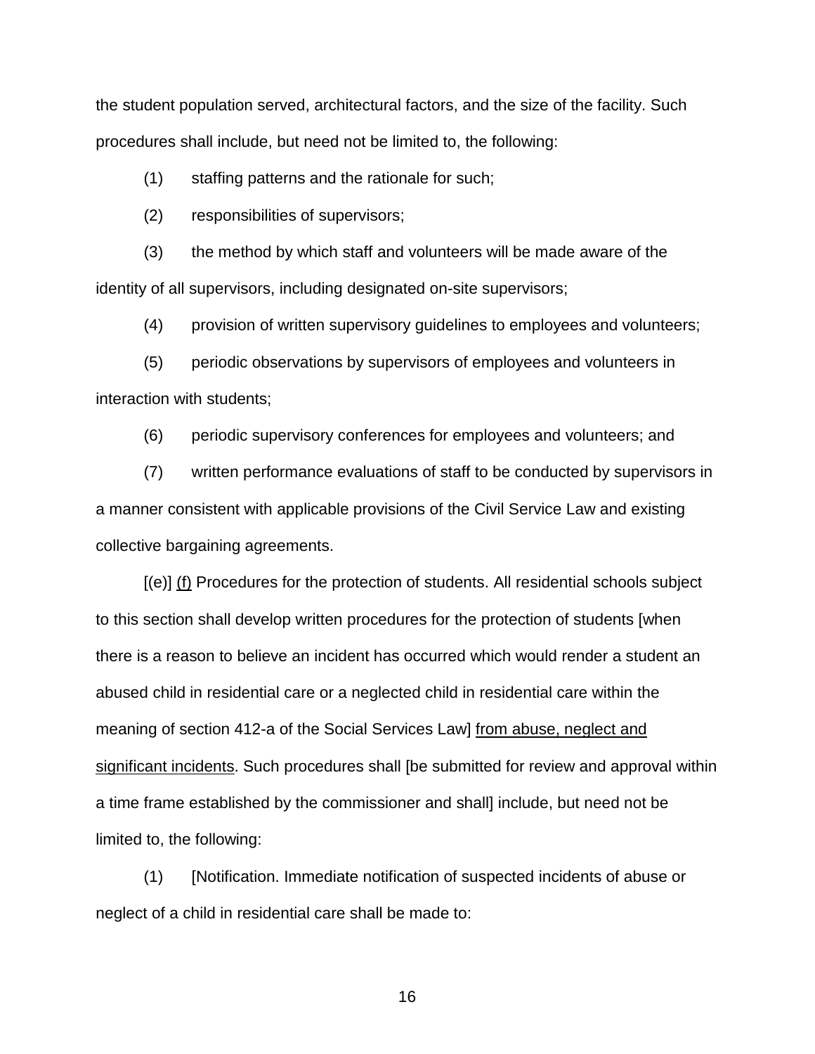the student population served, architectural factors, and the size of the facility. Such procedures shall include, but need not be limited to, the following:

(1) staffing patterns and the rationale for such;

(2) responsibilities of supervisors;

(3) the method by which staff and volunteers will be made aware of the identity of all supervisors, including designated on-site supervisors;

(4) provision of written supervisory guidelines to employees and volunteers;

(5) periodic observations by supervisors of employees and volunteers in interaction with students;

(6) periodic supervisory conferences for employees and volunteers; and

(7) written performance evaluations of staff to be conducted by supervisors in a manner consistent with applicable provisions of the Civil Service Law and existing collective bargaining agreements.

[(e)] <u>(f)</u> Procedures for the protection of students. All residential schools subject to this section shall develop written procedures for the protection of students [when there is a reason to believe an incident has occurred which would render a student an abused child in residential care or a neglected child in residential care within the meaning of section 412-a of the Social Services Law] <u>from abuse, neglect and significant incidents</u>. Such procedures shall [be submitted for review and approval within a time frame established by the commissioner and shall] include, but need not be limited to, the following:

(1) [Notification. Immediate notification of suspected incidents of abuse or neglect of a child in residential care shall be made to: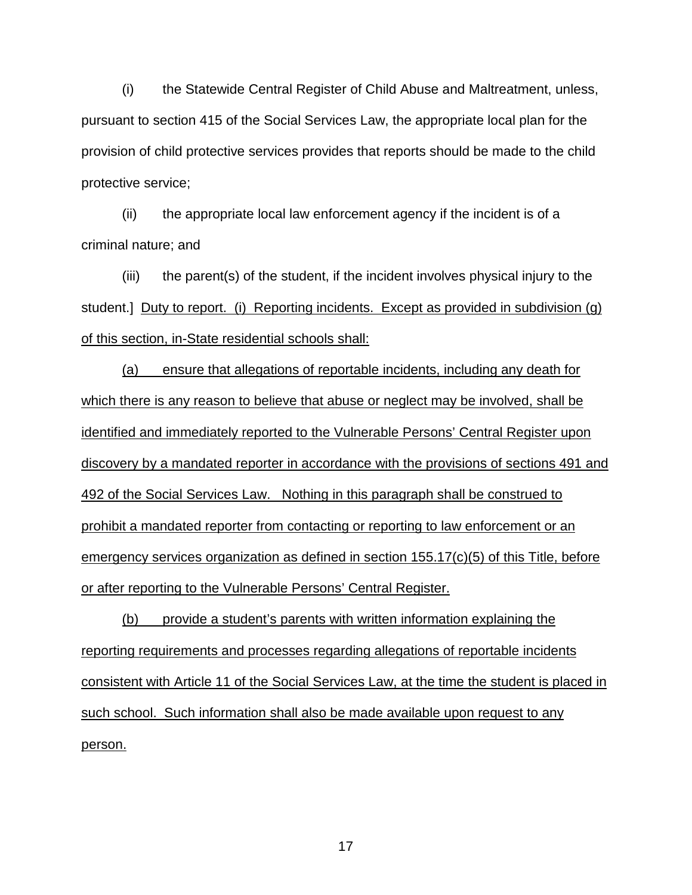(i) the Statewide Central Register of Child Abuse and Maltreatment, unless, pursuant to section 415 of the Social Services Law, the appropriate local plan for the provision of child protective services provides that reports should be made to the child protective service;

(ii) the appropriate local law enforcement agency if the incident is of a criminal nature; and

(iii) the parent(s) of the student, if the incident involves physical injury to the student.] <u>Duty to report. (i) Reporting incidents. Except as provided in subdivision (g) of this section, in-State residential schools shall:</u>

<u>(a) ensure that allegations of reportable incidents, including any death for which there is any reason to believe that abuse or neglect may be involved, shall be identified and immediately reported to the Vulnerable Persons' Central Register upon discovery by a mandated reporter in accordance with the provisions of sections 491 and 492 of the Social Services Law. Nothing in this paragraph shall be construed to prohibit a mandated reporter from contacting or reporting to law enforcement or an emergency services organization as defined in section 155.17(c)(5) of this Title, before or after reporting to the Vulnerable Persons' Central Register.</u>

<u>(b) provide a student's parents with written information explaining the reporting requirements and processes regarding allegations of reportable incidents consistent with Article 11 of the Social Services Law, at the time the student is placed in such school. Such information shall also be made available upon request to any person.</u>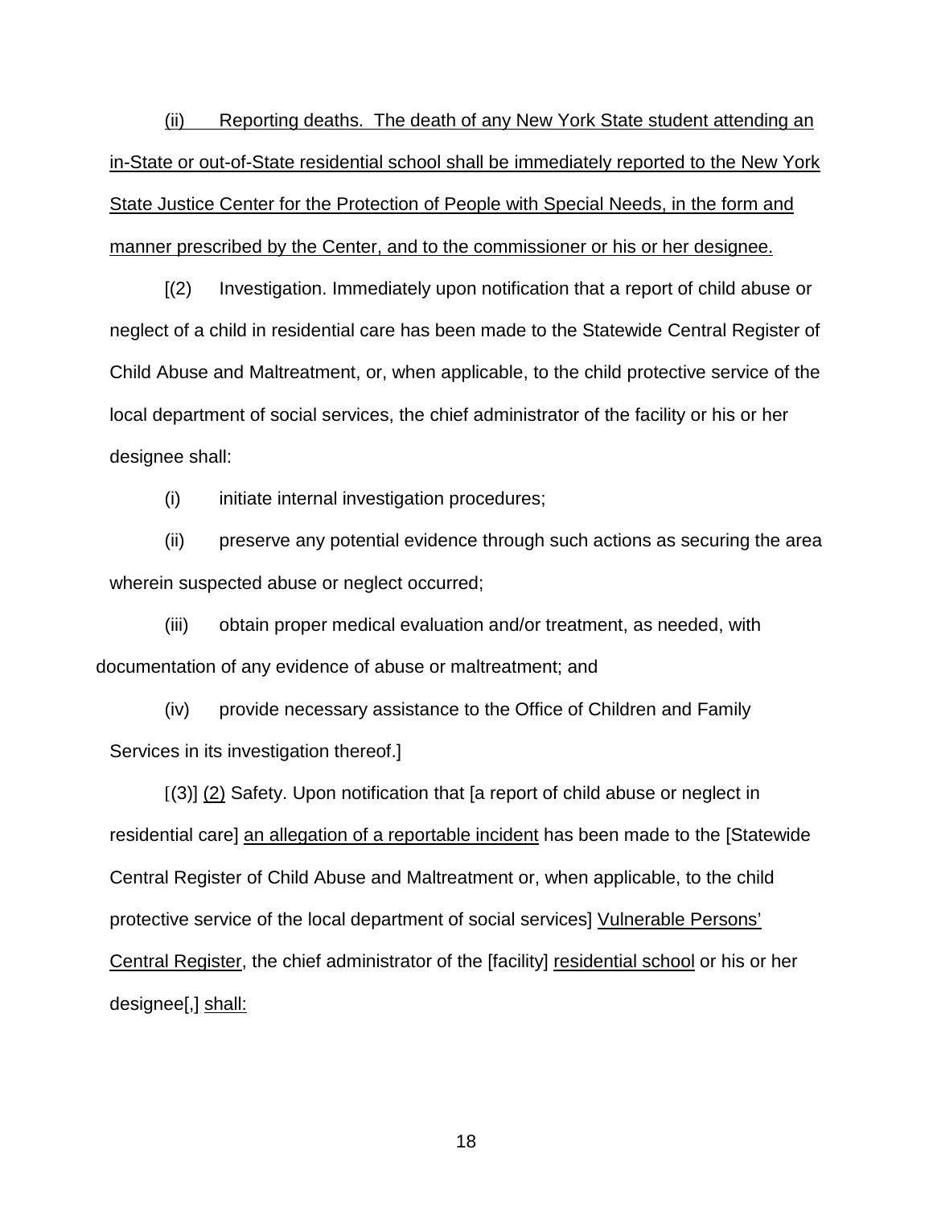<u>(ii) Reporting deaths. The death of any New York State student attending an in-State or out-of-State residential school shall be immediately reported to the New York State Justice Center for the Protection of People with Special Needs, in the form and manner prescribed by the Center, and to the commissioner or his or her designee.</u>

[(2) Investigation. Immediately upon notification that a report of child abuse or neglect of a child in residential care has been made to the Statewide Central Register of Child Abuse and Maltreatment, or, when applicable, to the child protective service of the local department of social services, the chief administrator of the facility or his or her designee shall:

(i) initiate internal investigation procedures;

(ii) preserve any potential evidence through such actions as securing the area wherein suspected abuse or neglect occurred;

(iii) obtain proper medical evaluation and/or treatment, as needed, with documentation of any evidence of abuse or maltreatment; and

(iv) provide necessary assistance to the Office of Children and Family Services in its investigation thereof.]

[(3)] <u>(2)</u> Safety. Upon notification that [a report of child abuse or neglect in residential care] <u>an allegation of a reportable incident</u> has been made to the [Statewide Central Register of Child Abuse and Maltreatment or, when applicable, to the child protective service of the local department of social services] <u>Vulnerable Persons' Central Register</u>, the chief administrator of the [facility] <u>residential school</u> or his or her designee[,] <u>shall:</u>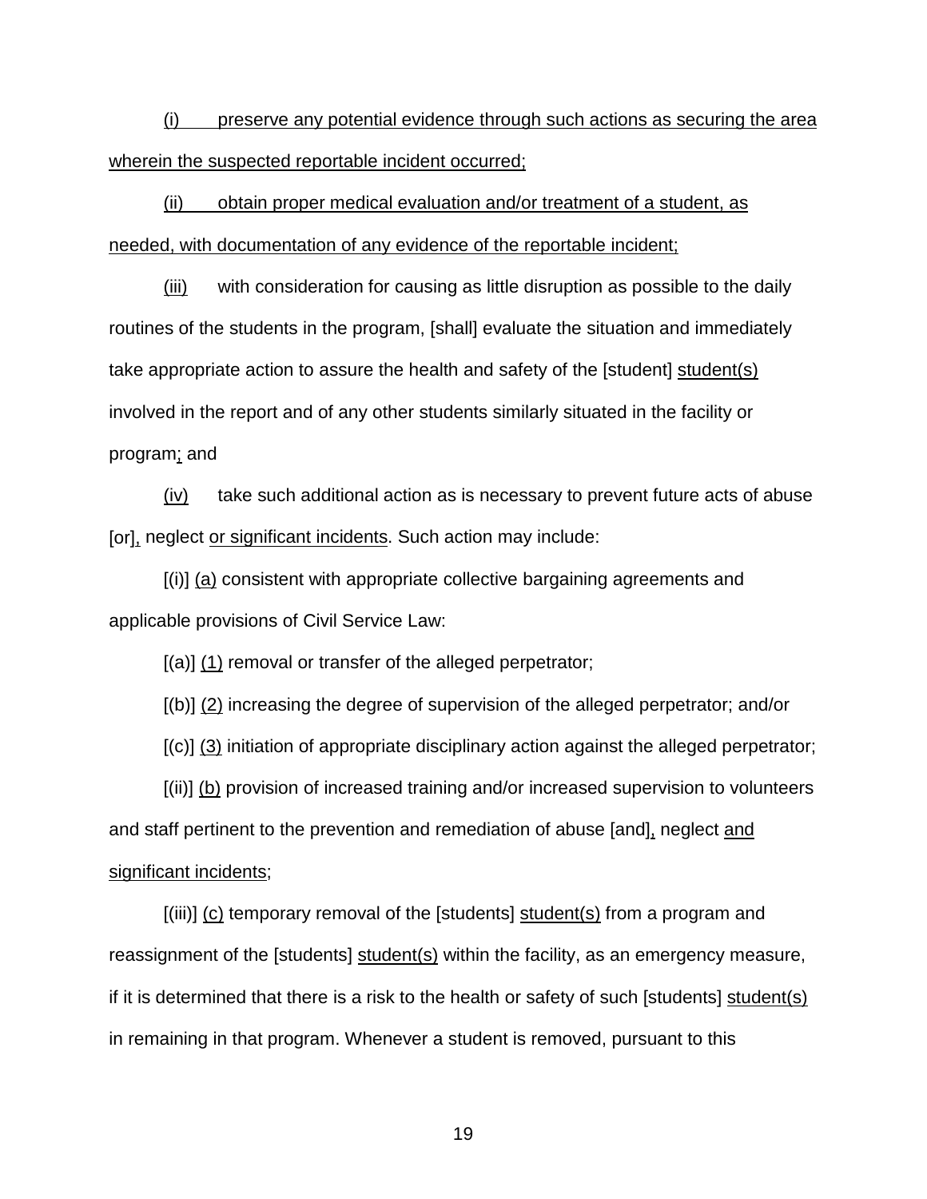(i) preserve any potential evidence through such actions as securing the area wherein the suspected reportable incident occurred;

(ii) obtain proper medical evaluation and/or treatment of a student, as needed, with documentation of any evidence of the reportable incident;

(iii) with consideration for causing as little disruption as possible to the daily routines of the students in the program, [shall] evaluate the situation and immediately take appropriate action to assure the health and safety of the [student] student(s) involved in the report and of any other students similarly situated in the facility or program; and

(iv) take such additional action as is necessary to prevent future acts of abuse [or], neglect or significant incidents. Such action may include:

[(i)] (a) consistent with appropriate collective bargaining agreements and applicable provisions of Civil Service Law:

[(a)] (1) removal or transfer of the alleged perpetrator;

[(b)] (2) increasing the degree of supervision of the alleged perpetrator; and/or

[(c)] (3) initiation of appropriate disciplinary action against the alleged perpetrator;

[(ii)] (b) provision of increased training and/or increased supervision to volunteers and staff pertinent to the prevention and remediation of abuse [and], neglect and significant incidents;

[(iii)] (c) temporary removal of the [students] student(s) from a program and reassignment of the [students] student(s) within the facility, as an emergency measure, if it is determined that there is a risk to the health or safety of such [students] student(s) in remaining in that program. Whenever a student is removed, pursuant to this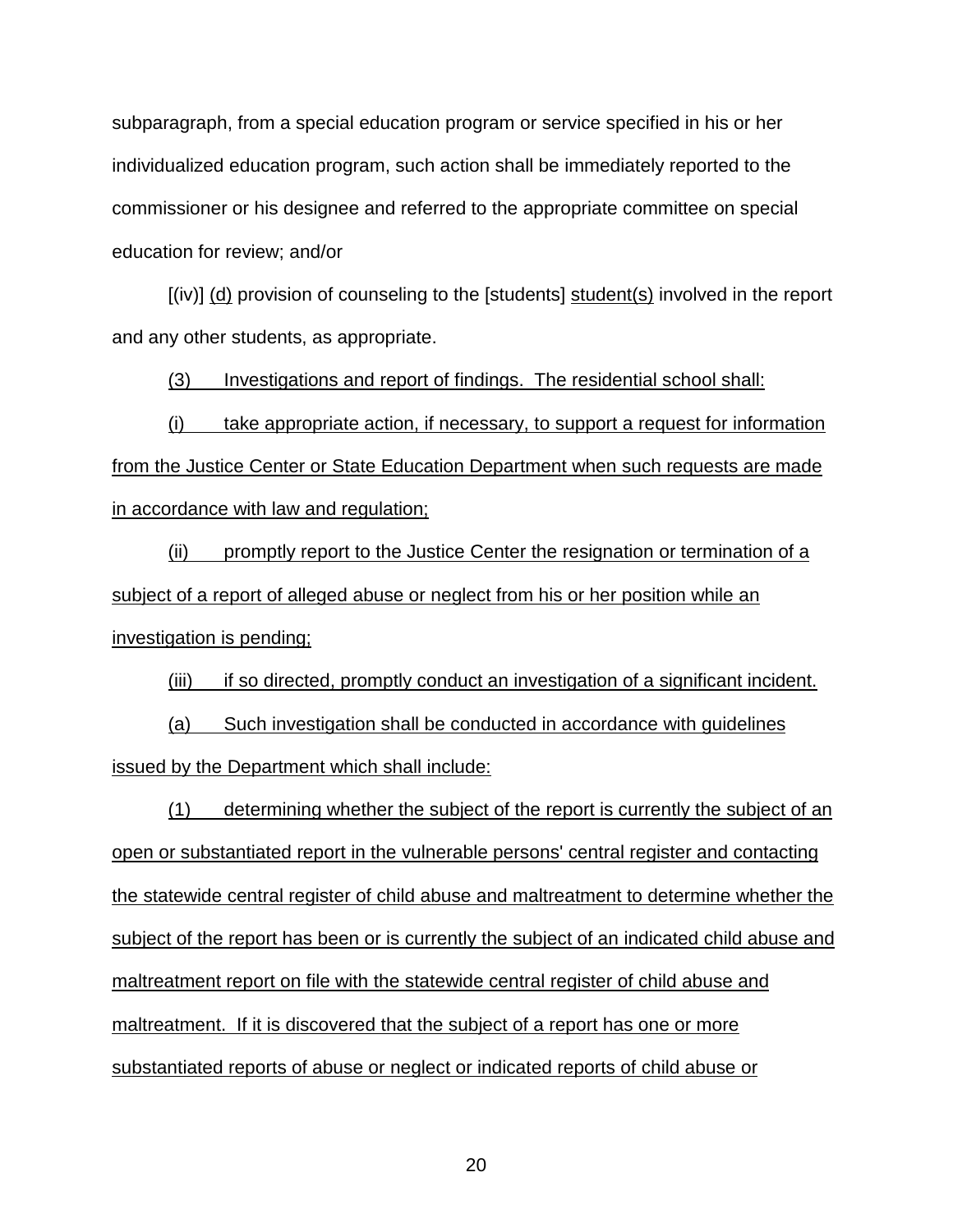subparagraph, from a special education program or service specified in his or her individualized education program, such action shall be immediately reported to the commissioner or his designee and referred to the appropriate committee on special education for review; and/or

[(iv)] <u>(d)</u> provision of counseling to the [students] <u>student(s)</u> involved in the report and any other students, as appropriate.

<u>(3) Investigations and report of findings. The residential school shall:</u>

<u>(i) take appropriate action, if necessary, to support a request for information from the Justice Center or State Education Department when such requests are made in accordance with law and regulation;</u>

<u>(ii) promptly report to the Justice Center the resignation or termination of a subject of a report of alleged abuse or neglect from his or her position while an investigation is pending;</u>

<u>(iii) if so directed, promptly conduct an investigation of a significant incident.</u>

<u>(a) Such investigation shall be conducted in accordance with guidelines issued by the Department which shall include:</u>

<u>(1) determining whether the subject of the report is currently the subject of an open or substantiated report in the vulnerable persons' central register and contacting the statewide central register of child abuse and maltreatment to determine whether the subject of the report has been or is currently the subject of an indicated child abuse and maltreatment report on file with the statewide central register of child abuse and maltreatment. If it is discovered that the subject of a report has one or more substantiated reports of abuse or neglect or indicated reports of child abuse or</u>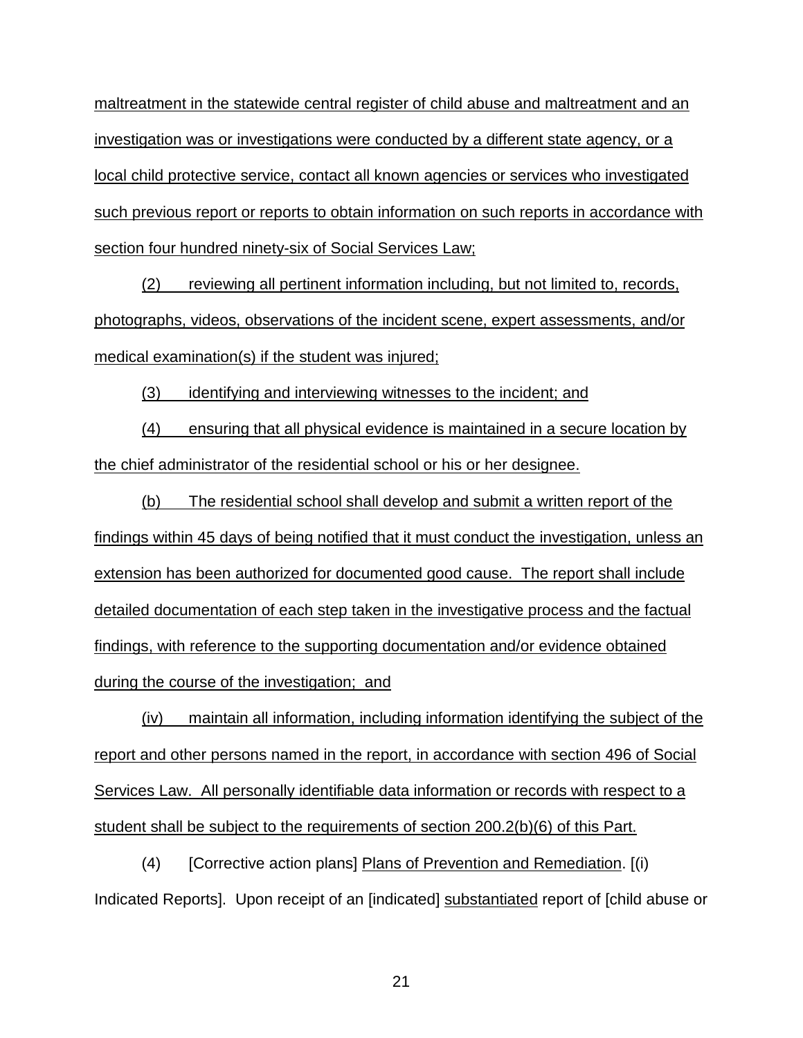maltreatment in the statewide central register of child abuse and maltreatment and an investigation was or investigations were conducted by a different state agency, or a local child protective service, contact all known agencies or services who investigated such previous report or reports to obtain information on such reports in accordance with section four hundred ninety-six of Social Services Law;

(2) reviewing all pertinent information including, but not limited to, records, photographs, videos, observations of the incident scene, expert assessments, and/or medical examination(s) if the student was injured;

(3) identifying and interviewing witnesses to the incident; and

(4) ensuring that all physical evidence is maintained in a secure location by the chief administrator of the residential school or his or her designee.

(b) The residential school shall develop and submit a written report of the findings within 45 days of being notified that it must conduct the investigation, unless an extension has been authorized for documented good cause. The report shall include detailed documentation of each step taken in the investigative process and the factual findings, with reference to the supporting documentation and/or evidence obtained during the course of the investigation; and

(iv) maintain all information, including information identifying the subject of the report and other persons named in the report, in accordance with section 496 of Social Services Law. All personally identifiable data information or records with respect to a student shall be subject to the requirements of section 200.2(b)(6) of this Part.

(4) [Corrective action plans] Plans of Prevention and Remediation. [(i) Indicated Reports]. Upon receipt of an [indicated] substantiated report of [child abuse or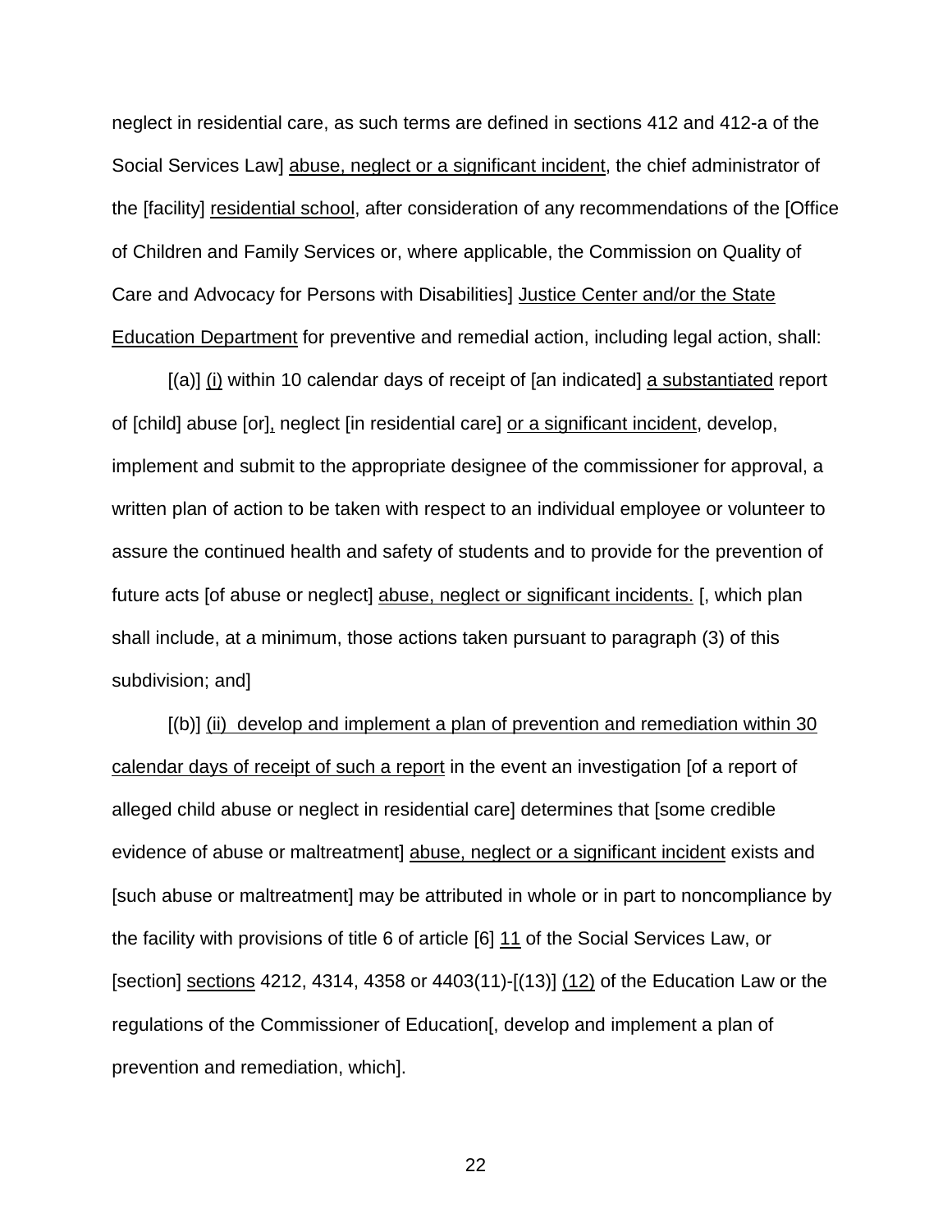neglect in residential care, as such terms are defined in sections 412 and 412-a of the Social Services Law] abuse, neglect or a significant incident, the chief administrator of the [facility] residential school, after consideration of any recommendations of the [Office of Children and Family Services or, where applicable, the Commission on Quality of Care and Advocacy for Persons with Disabilities] Justice Center and/or the State Education Department for preventive and remedial action, including legal action, shall:

[(a)] (i) within 10 calendar days of receipt of [an indicated] a substantiated report of [child] abuse [or], neglect [in residential care] or a significant incident, develop, implement and submit to the appropriate designee of the commissioner for approval, a written plan of action to be taken with respect to an individual employee or volunteer to assure the continued health and safety of students and to provide for the prevention of future acts [of abuse or neglect] abuse, neglect or significant incidents. [, which plan shall include, at a minimum, those actions taken pursuant to paragraph (3) of this subdivision; and]

[(b)] (ii) develop and implement a plan of prevention and remediation within 30 calendar days of receipt of such a report in the event an investigation [of a report of alleged child abuse or neglect in residential care] determines that [some credible evidence of abuse or maltreatment] abuse, neglect or a significant incident exists and [such abuse or maltreatment] may be attributed in whole or in part to noncompliance by the facility with provisions of title 6 of article [6] 11 of the Social Services Law, or [section] sections 4212, 4314, 4358 or 4403(11)-[(13)] (12) of the Education Law or the regulations of the Commissioner of Education[, develop and implement a plan of prevention and remediation, which].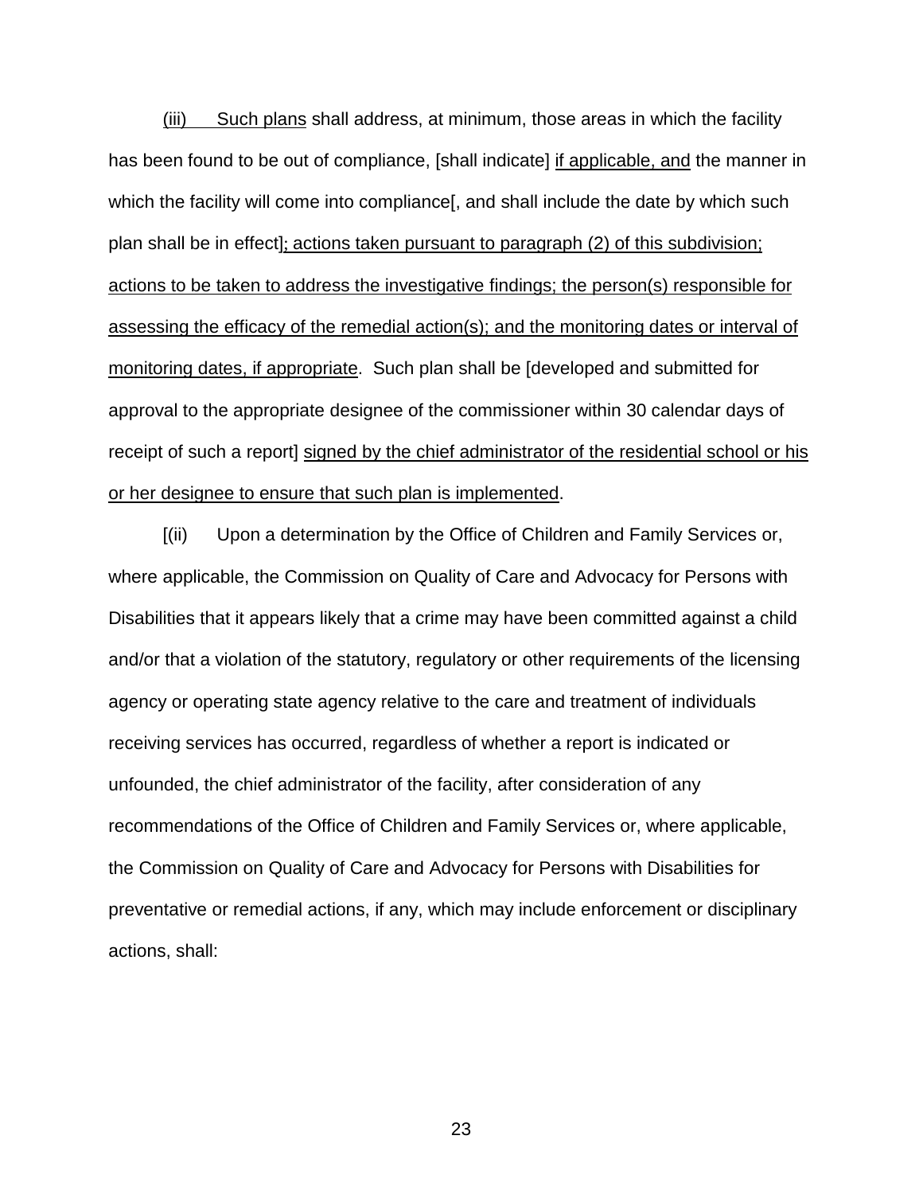(iii) Such plans shall address, at minimum, those areas in which the facility has been found to be out of compliance, [shall indicate] if applicable, and the manner in which the facility will come into compliance[, and shall include the date by which such plan shall be in effect]; actions taken pursuant to paragraph (2) of this subdivision; actions to be taken to address the investigative findings; the person(s) responsible for assessing the efficacy of the remedial action(s); and the monitoring dates or interval of monitoring dates, if appropriate. Such plan shall be [developed and submitted for approval to the appropriate designee of the commissioner within 30 calendar days of receipt of such a report] signed by the chief administrator of the residential school or his or her designee to ensure that such plan is implemented.

[(ii) Upon a determination by the Office of Children and Family Services or, where applicable, the Commission on Quality of Care and Advocacy for Persons with Disabilities that it appears likely that a crime may have been committed against a child and/or that a violation of the statutory, regulatory or other requirements of the licensing agency or operating state agency relative to the care and treatment of individuals receiving services has occurred, regardless of whether a report is indicated or unfounded, the chief administrator of the facility, after consideration of any recommendations of the Office of Children and Family Services or, where applicable, the Commission on Quality of Care and Advocacy for Persons with Disabilities for preventative or remedial actions, if any, which may include enforcement or disciplinary actions, shall: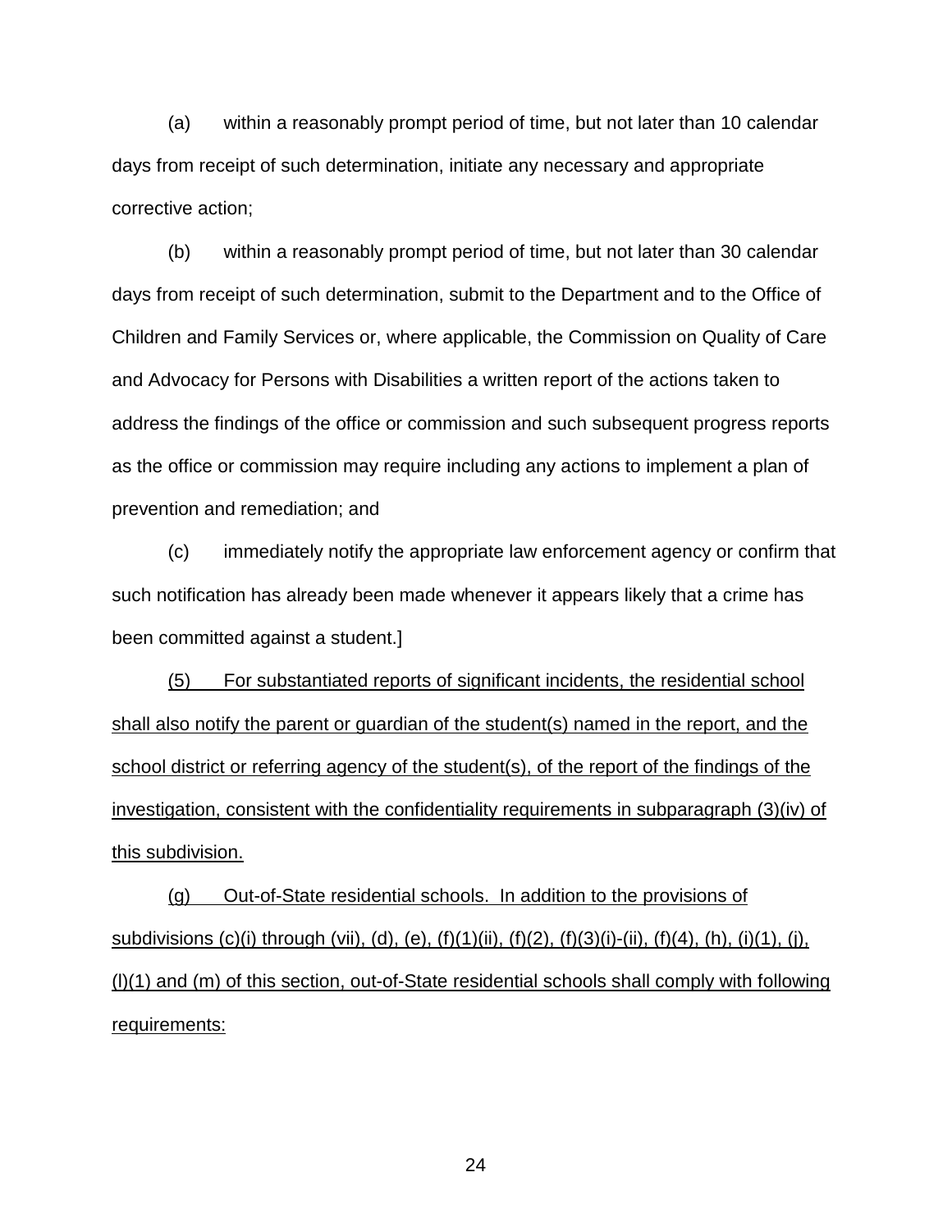(a) within a reasonably prompt period of time, but not later than 10 calendar days from receipt of such determination, initiate any necessary and appropriate corrective action;

(b) within a reasonably prompt period of time, but not later than 30 calendar days from receipt of such determination, submit to the Department and to the Office of Children and Family Services or, where applicable, the Commission on Quality of Care and Advocacy for Persons with Disabilities a written report of the actions taken to address the findings of the office or commission and such subsequent progress reports as the office or commission may require including any actions to implement a plan of prevention and remediation; and

(c) immediately notify the appropriate law enforcement agency or confirm that such notification has already been made whenever it appears likely that a crime has been committed against a student.]

<u>(5) For substantiated reports of significant incidents, the residential school shall also notify the parent or guardian of the student(s) named in the report, and the school district or referring agency of the student(s), of the report of the findings of the investigation, consistent with the confidentiality requirements in subparagraph (3)(iv) of this subdivision.</u>

<u>(g) Out-of-State residential schools. In addition to the provisions of subdivisions (c)(i) through (vii), (d), (e), (f)(1)(ii), (f)(2), (f)(3)(i)-(ii), (f)(4), (h), (i)(1), (j), (l)(1) and (m) of this section, out-of-State residential schools shall comply with following requirements:</u>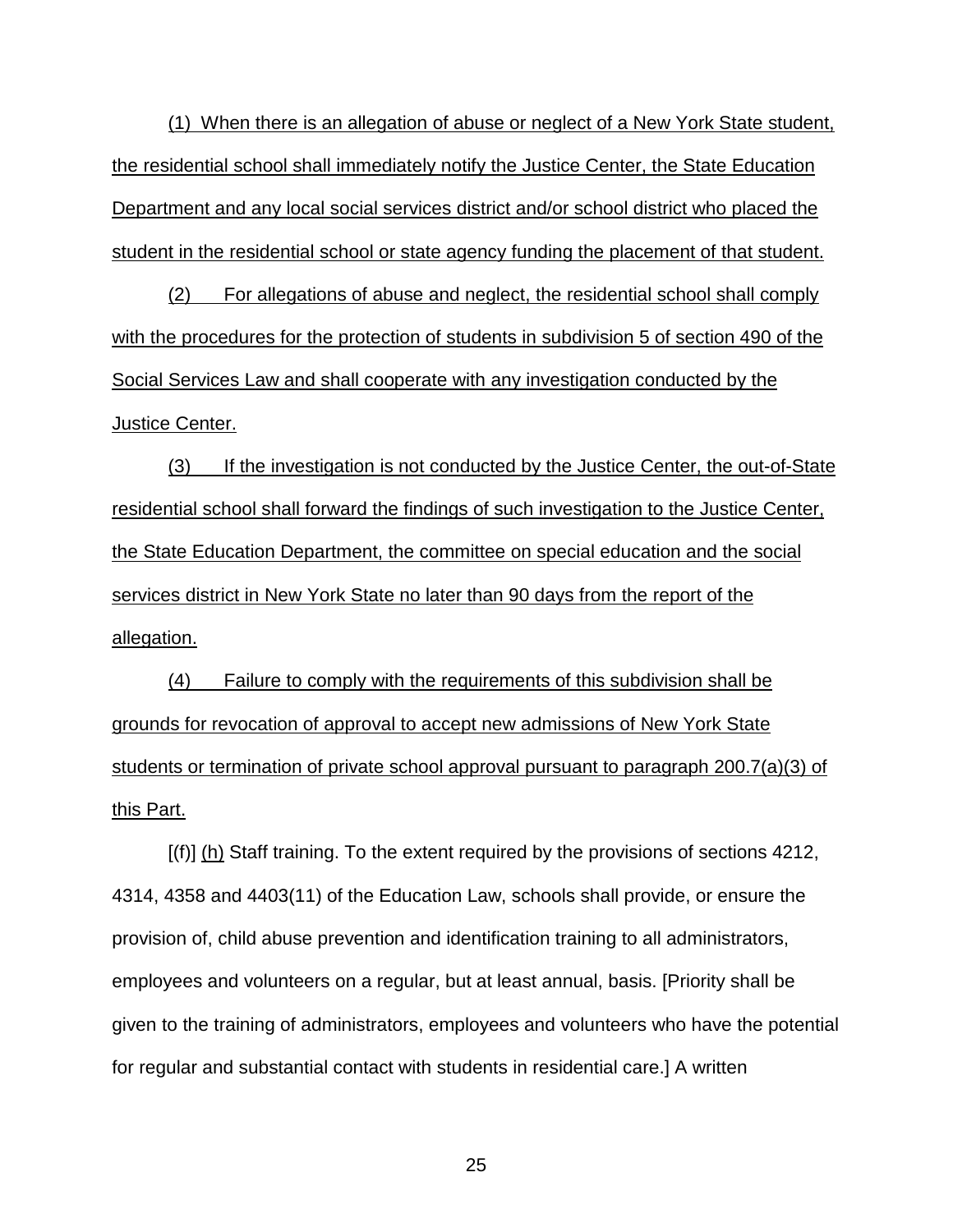(1) When there is an allegation of abuse or neglect of a New York State student, the residential school shall immediately notify the Justice Center, the State Education Department and any local social services district and/or school district who placed the student in the residential school or state agency funding the placement of that student.

(2) For allegations of abuse and neglect, the residential school shall comply with the procedures for the protection of students in subdivision 5 of section 490 of the Social Services Law and shall cooperate with any investigation conducted by the Justice Center.

(3) If the investigation is not conducted by the Justice Center, the out-of-State residential school shall forward the findings of such investigation to the Justice Center, the State Education Department, the committee on special education and the social services district in New York State no later than 90 days from the report of the allegation.

(4) Failure to comply with the requirements of this subdivision shall be grounds for revocation of approval to accept new admissions of New York State students or termination of private school approval pursuant to paragraph 200.7(a)(3) of this Part.

[(f)] (h) Staff training. To the extent required by the provisions of sections 4212, 4314, 4358 and 4403(11) of the Education Law, schools shall provide, or ensure the provision of, child abuse prevention and identification training to all administrators, employees and volunteers on a regular, but at least annual, basis. [Priority shall be given to the training of administrators, employees and volunteers who have the potential for regular and substantial contact with students in residential care.] A written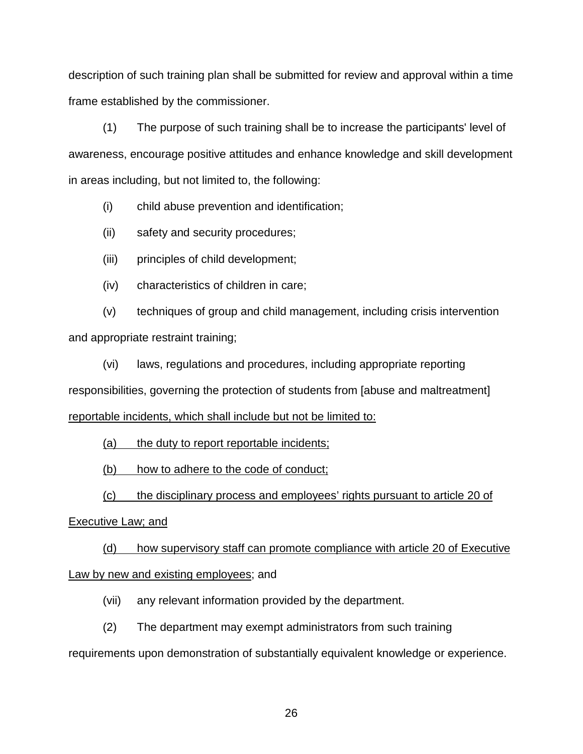description of such training plan shall be submitted for review and approval within a time frame established by the commissioner.

(1) The purpose of such training shall be to increase the participants' level of awareness, encourage positive attitudes and enhance knowledge and skill development in areas including, but not limited to, the following:

(i) child abuse prevention and identification;

(ii) safety and security procedures;

(iii) principles of child development;

(iv) characteristics of children in care;

(v) techniques of group and child management, including crisis intervention and appropriate restraint training;

(vi) laws, regulations and procedures, including appropriate reporting responsibilities, governing the protection of students from [abuse and maltreatment] <u>reportable incidents, which shall include but not be limited to:</u>

<u>(a) the duty to report reportable incidents;</u>

<u>(b) how to adhere to the code of conduct;</u>

<u>(c) the disciplinary process and employees' rights pursuant to article 20 of Executive Law; and</u>

<u>(d) how supervisory staff can promote compliance with article 20 of Executive Law by new and existing employees</u>; and

(vii) any relevant information provided by the department.

(2) The department may exempt administrators from such training requirements upon demonstration of substantially equivalent knowledge or experience.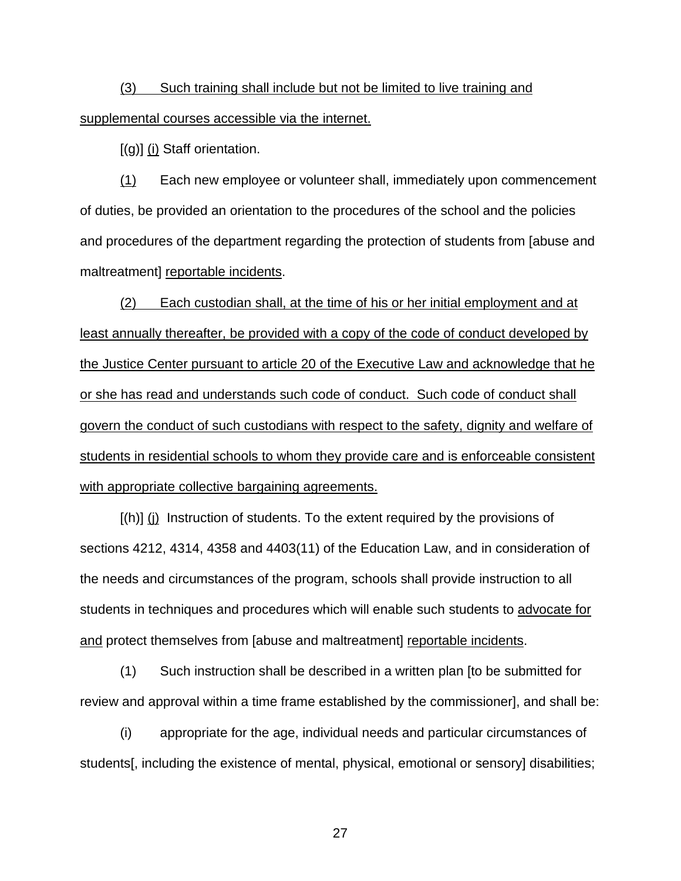(3) Such training shall include but not be limited to live training and supplemental courses accessible via the internet.

[(g)] (i) Staff orientation.

(1) Each new employee or volunteer shall, immediately upon commencement of duties, be provided an orientation to the procedures of the school and the policies and procedures of the department regarding the protection of students from [abuse and maltreatment] reportable incidents.

(2) Each custodian shall, at the time of his or her initial employment and at least annually thereafter, be provided with a copy of the code of conduct developed by the Justice Center pursuant to article 20 of the Executive Law and acknowledge that he or she has read and understands such code of conduct. Such code of conduct shall govern the conduct of such custodians with respect to the safety, dignity and welfare of students in residential schools to whom they provide care and is enforceable consistent with appropriate collective bargaining agreements.

[(h)] (j) Instruction of students. To the extent required by the provisions of sections 4212, 4314, 4358 and 4403(11) of the Education Law, and in consideration of the needs and circumstances of the program, schools shall provide instruction to all students in techniques and procedures which will enable such students to advocate for and protect themselves from [abuse and maltreatment] reportable incidents.

(1) Such instruction shall be described in a written plan [to be submitted for review and approval within a time frame established by the commissioner], and shall be:

(i) appropriate for the age, individual needs and particular circumstances of students[, including the existence of mental, physical, emotional or sensory] disabilities;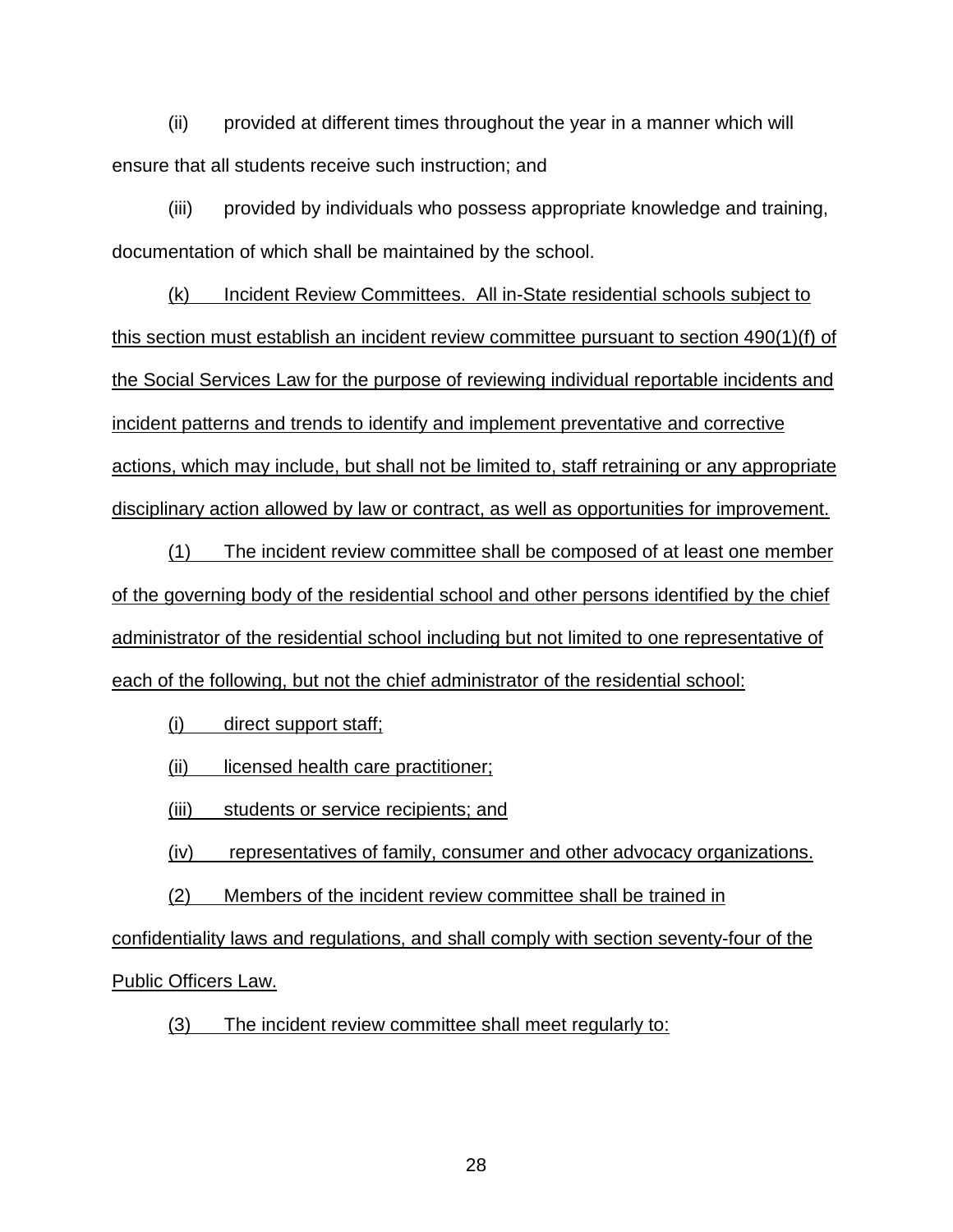(ii) provided at different times throughout the year in a manner which will ensure that all students receive such instruction; and

(iii) provided by individuals who possess appropriate knowledge and training, documentation of which shall be maintained by the school.

(k) Incident Review Committees. All in-State residential schools subject to this section must establish an incident review committee pursuant to section 490(1)(f) of the Social Services Law for the purpose of reviewing individual reportable incidents and incident patterns and trends to identify and implement preventative and corrective actions, which may include, but shall not be limited to, staff retraining or any appropriate disciplinary action allowed by law or contract, as well as opportunities for improvement.

(1) The incident review committee shall be composed of at least one member of the governing body of the residential school and other persons identified by the chief administrator of the residential school including but not limited to one representative of each of the following, but not the chief administrator of the residential school:

(i) direct support staff;

(ii) licensed health care practitioner;

(iii) students or service recipients; and

(iv) representatives of family, consumer and other advocacy organizations.

(2) Members of the incident review committee shall be trained in confidentiality laws and regulations, and shall comply with section seventy-four of the Public Officers Law.

(3) The incident review committee shall meet regularly to: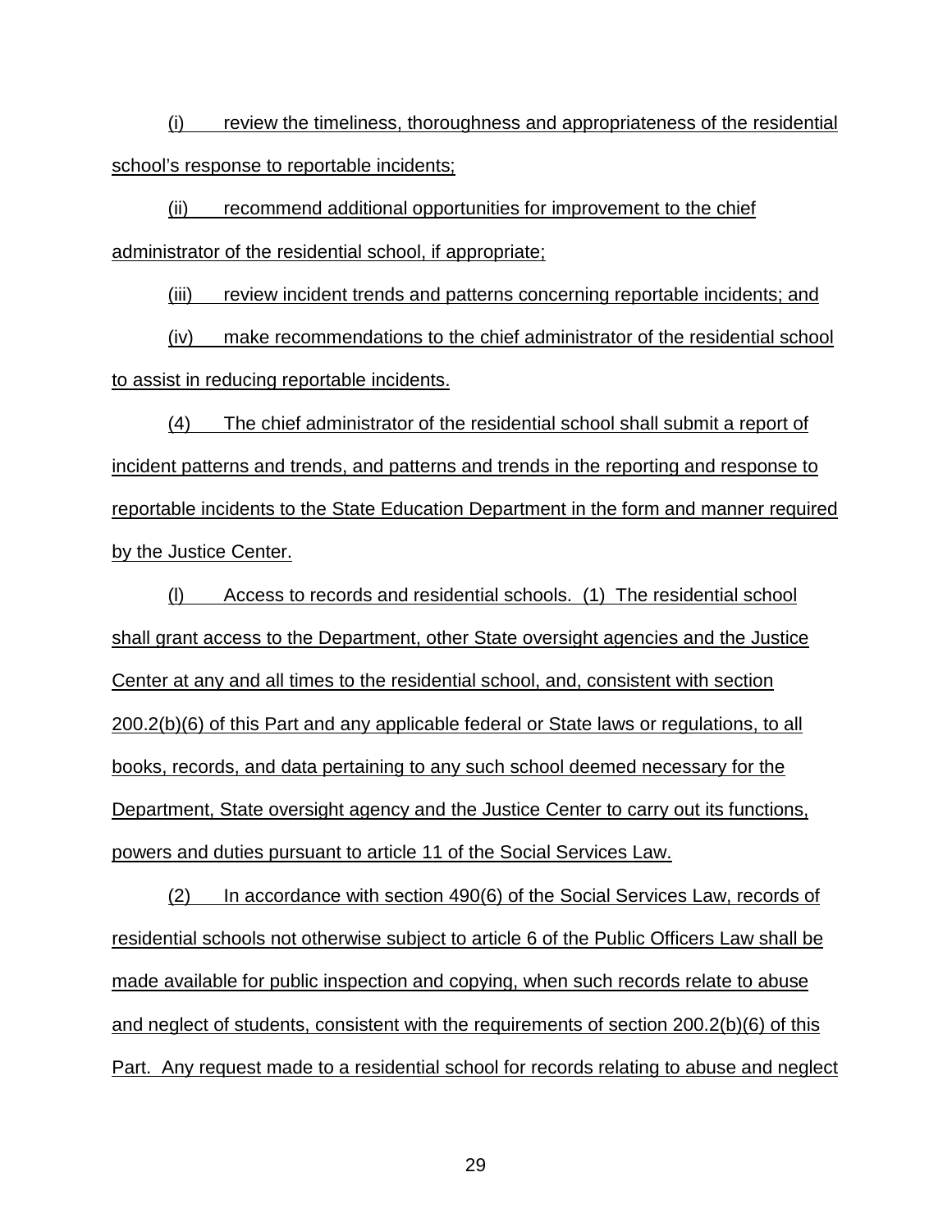(i) review the timeliness, thoroughness and appropriateness of the residential school's response to reportable incidents;

(ii) recommend additional opportunities for improvement to the chief administrator of the residential school, if appropriate;

(iii) review incident trends and patterns concerning reportable incidents; and

(iv) make recommendations to the chief administrator of the residential school to assist in reducing reportable incidents.

(4) The chief administrator of the residential school shall submit a report of incident patterns and trends, and patterns and trends in the reporting and response to reportable incidents to the State Education Department in the form and manner required by the Justice Center.

(l) Access to records and residential schools. (1) The residential school shall grant access to the Department, other State oversight agencies and the Justice Center at any and all times to the residential school, and, consistent with section 200.2(b)(6) of this Part and any applicable federal or State laws or regulations, to all books, records, and data pertaining to any such school deemed necessary for the Department, State oversight agency and the Justice Center to carry out its functions, powers and duties pursuant to article 11 of the Social Services Law.

(2) In accordance with section 490(6) of the Social Services Law, records of residential schools not otherwise subject to article 6 of the Public Officers Law shall be made available for public inspection and copying, when such records relate to abuse and neglect of students, consistent with the requirements of section 200.2(b)(6) of this Part. Any request made to a residential school for records relating to abuse and neglect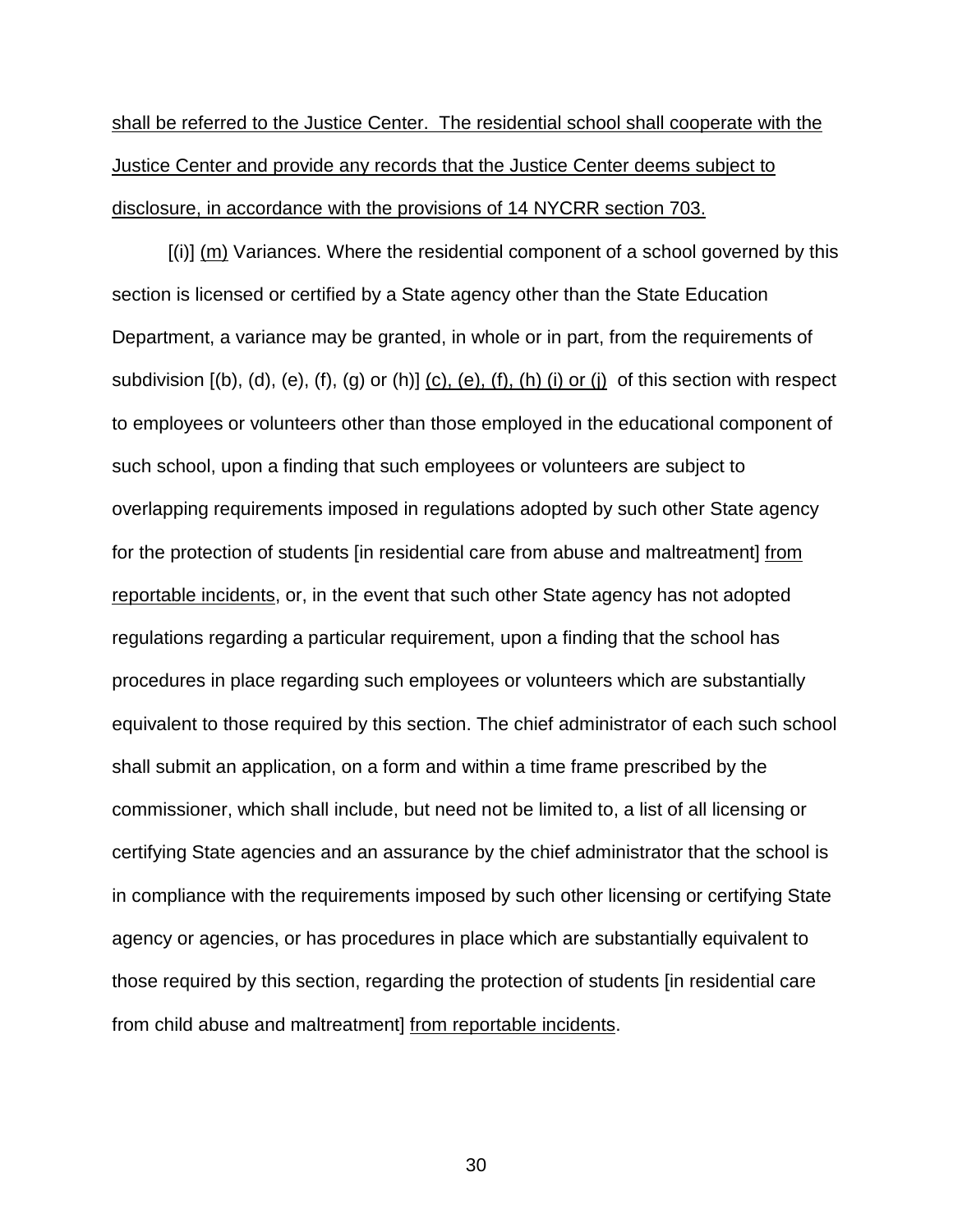shall be referred to the Justice Center. The residential school shall cooperate with the Justice Center and provide any records that the Justice Center deems subject to disclosure, in accordance with the provisions of 14 NYCRR section 703.

[(i)] (m) Variances. Where the residential component of a school governed by this section is licensed or certified by a State agency other than the State Education Department, a variance may be granted, in whole or in part, from the requirements of subdivision [(b), (d), (e), (f), (g) or (h)] (c), (e), (f), (h) (i) or (j) of this section with respect to employees or volunteers other than those employed in the educational component of such school, upon a finding that such employees or volunteers are subject to overlapping requirements imposed in regulations adopted by such other State agency for the protection of students [in residential care from abuse and maltreatment] from reportable incidents, or, in the event that such other State agency has not adopted regulations regarding a particular requirement, upon a finding that the school has procedures in place regarding such employees or volunteers which are substantially equivalent to those required by this section. The chief administrator of each such school shall submit an application, on a form and within a time frame prescribed by the commissioner, which shall include, but need not be limited to, a list of all licensing or certifying State agencies and an assurance by the chief administrator that the school is in compliance with the requirements imposed by such other licensing or certifying State agency or agencies, or has procedures in place which are substantially equivalent to those required by this section, regarding the protection of students [in residential care from child abuse and maltreatment] from reportable incidents.